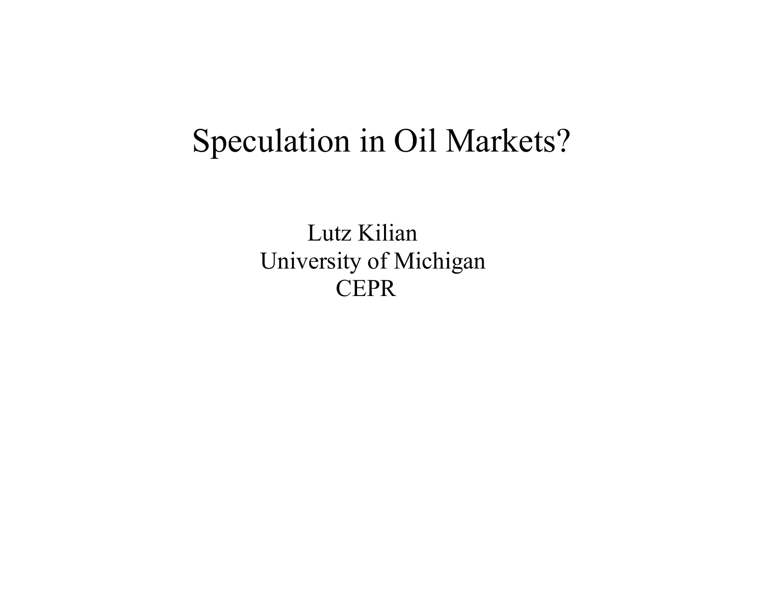# Speculation in Oil Markets?

Lutz Kilian
University of Michigan
CEPR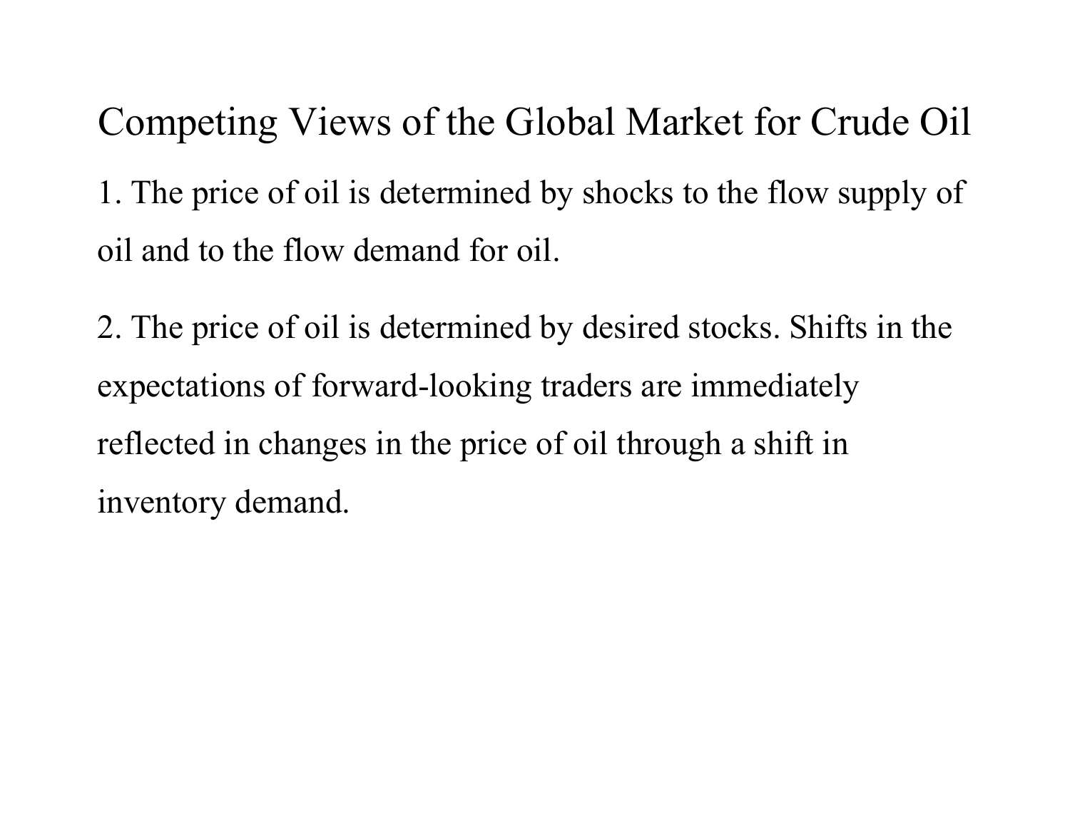## Competing Views of the Global Market for Crude Oil

1. The price of oil is determined by shocks to the flow supply of oil and to the flow demand for oil.

2. The price of oil is determined by desired stocks. Shifts in the expectations of forward-looking traders are immediately reflected in changes in the price of oil through a shift in inventory demand.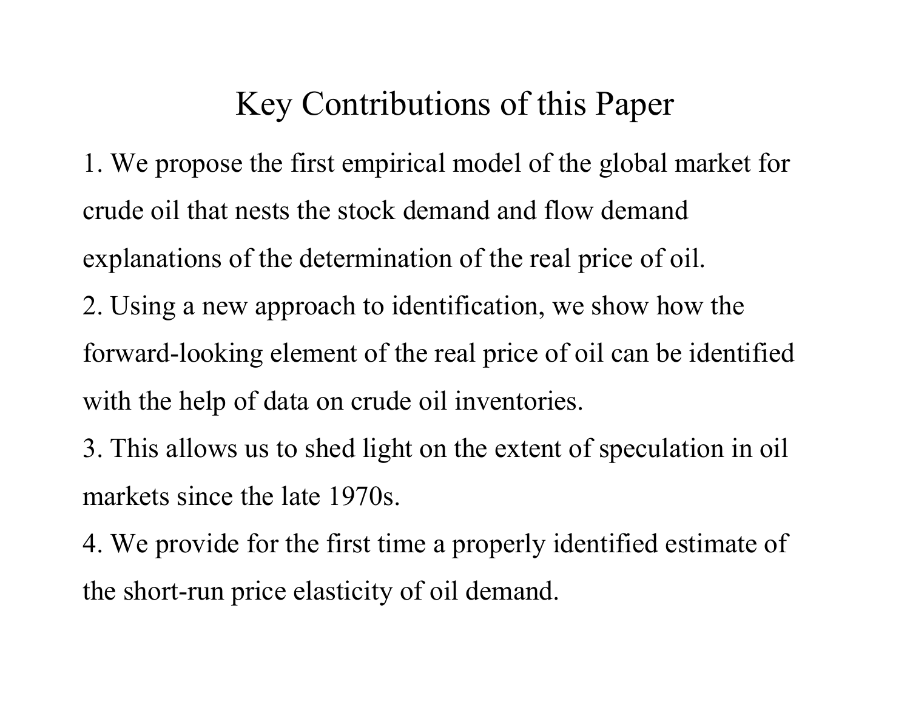# Key Contributions of this Paper

1. We propose the first empirical model of the global market for crude oil that nests the stock demand and flow demand explanations of the determination of the real price of oil.
2. Using a new approach to identification, we show how the forward-looking element of the real price of oil can be identified with the help of data on crude oil inventories.
3. This allows us to shed light on the extent of speculation in oil markets since the late 1970s.
4. We provide for the first time a properly identified estimate of the short-run price elasticity of oil demand.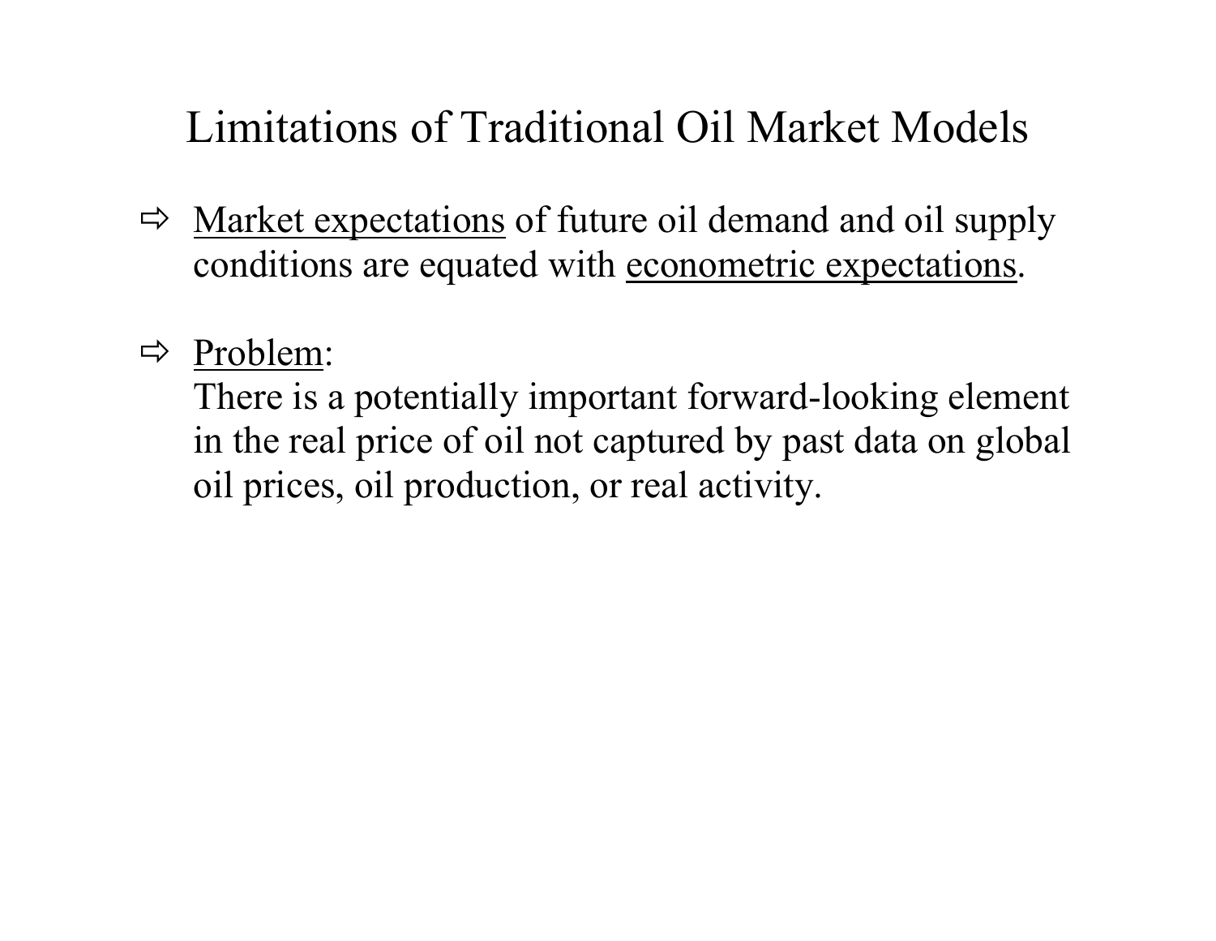# Limitations of Traditional Oil Market Models

- ⇨ <u>Market expectations</u> of future oil demand and oil supply conditions are equated with <u>econometric expectations</u>.

- ⇨ <u>Problem</u>:
  There is a potentially important forward-looking element in the real price of oil not captured by past data on global oil prices, oil production, or real activity.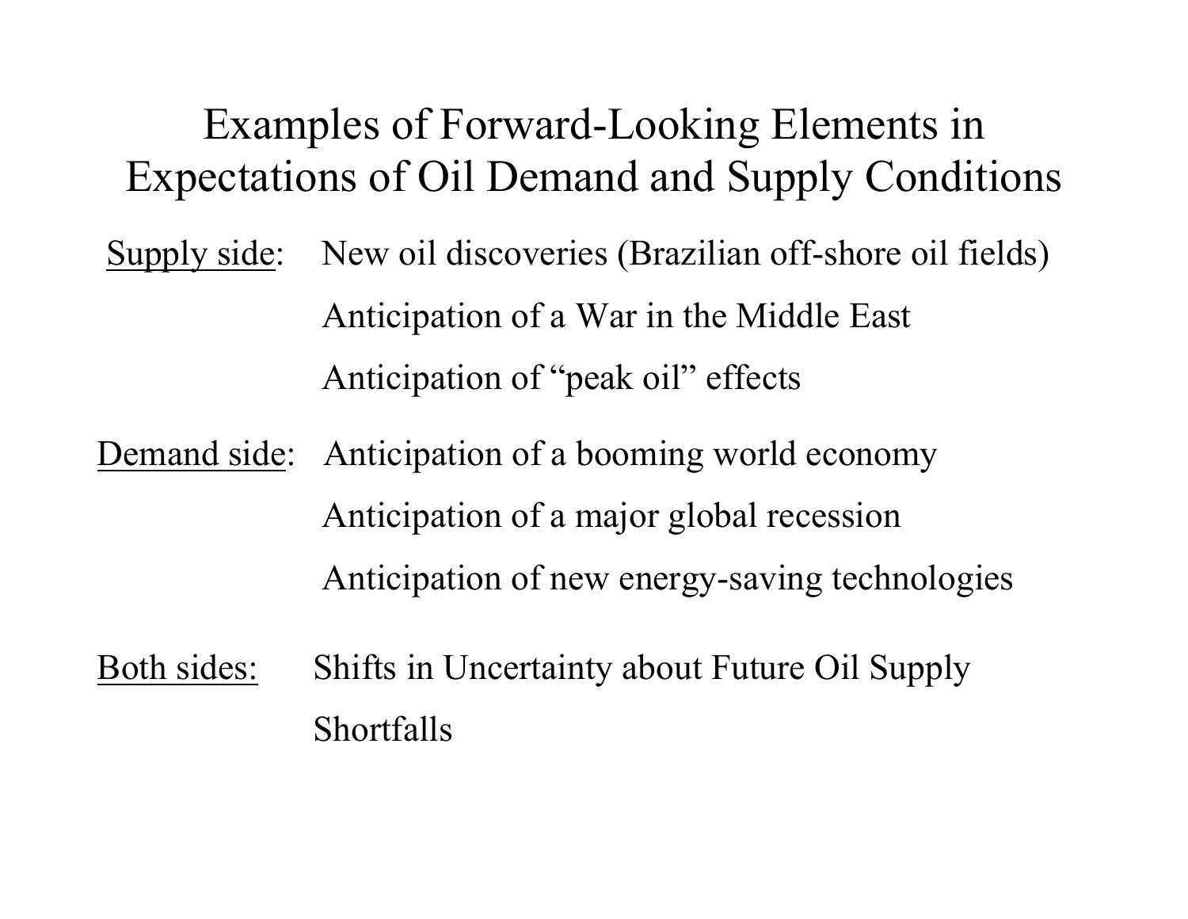# Examples of Forward-Looking Elements in Expectations of Oil Demand and Supply Conditions

Supply side:

- New oil discoveries (Brazilian off-shore oil fields)
- Anticipation of a War in the Middle East
- Anticipation of "peak oil" effects

Demand side:

- Anticipation of a booming world economy
- Anticipation of a major global recession
- Anticipation of new energy-saving technologies

Both sides:

- Shifts in Uncertainty about Future Oil Supply Shortfalls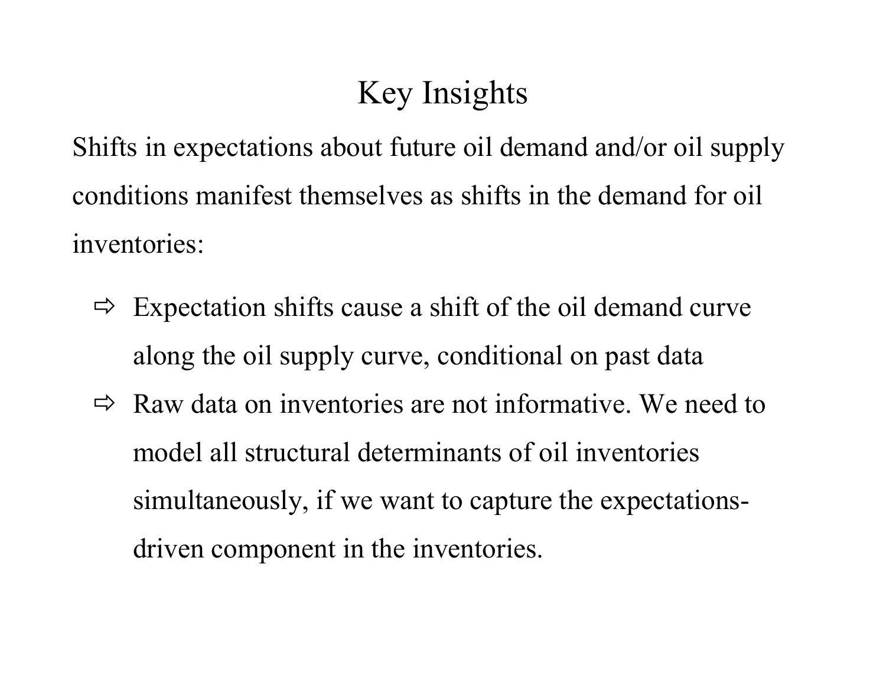# Key Insights

Shifts in expectations about future oil demand and/or oil supply conditions manifest themselves as shifts in the demand for oil inventories:

- ⇨ Expectation shifts cause a shift of the oil demand curve along the oil supply curve, conditional on past data
- ⇨ Raw data on inventories are not informative. We need to model all structural determinants of oil inventories simultaneously, if we want to capture the expectations-driven component in the inventories.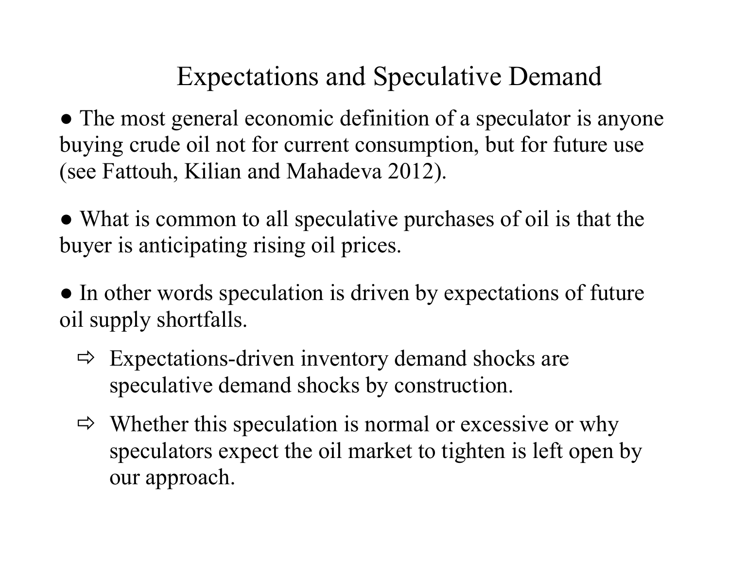# Expectations and Speculative Demand

● The most general economic definition of a speculator is anyone buying crude oil not for current consumption, but for future use (see Fattouh, Kilian and Mahadeva 2012).

● What is common to all speculative purchases of oil is that the buyer is anticipating rising oil prices.

● In other words speculation is driven by expectations of future oil supply shortfalls.

- ⇨ Expectations-driven inventory demand shocks are speculative demand shocks by construction.
- ⇨ Whether this speculation is normal or excessive or why speculators expect the oil market to tighten is left open by our approach.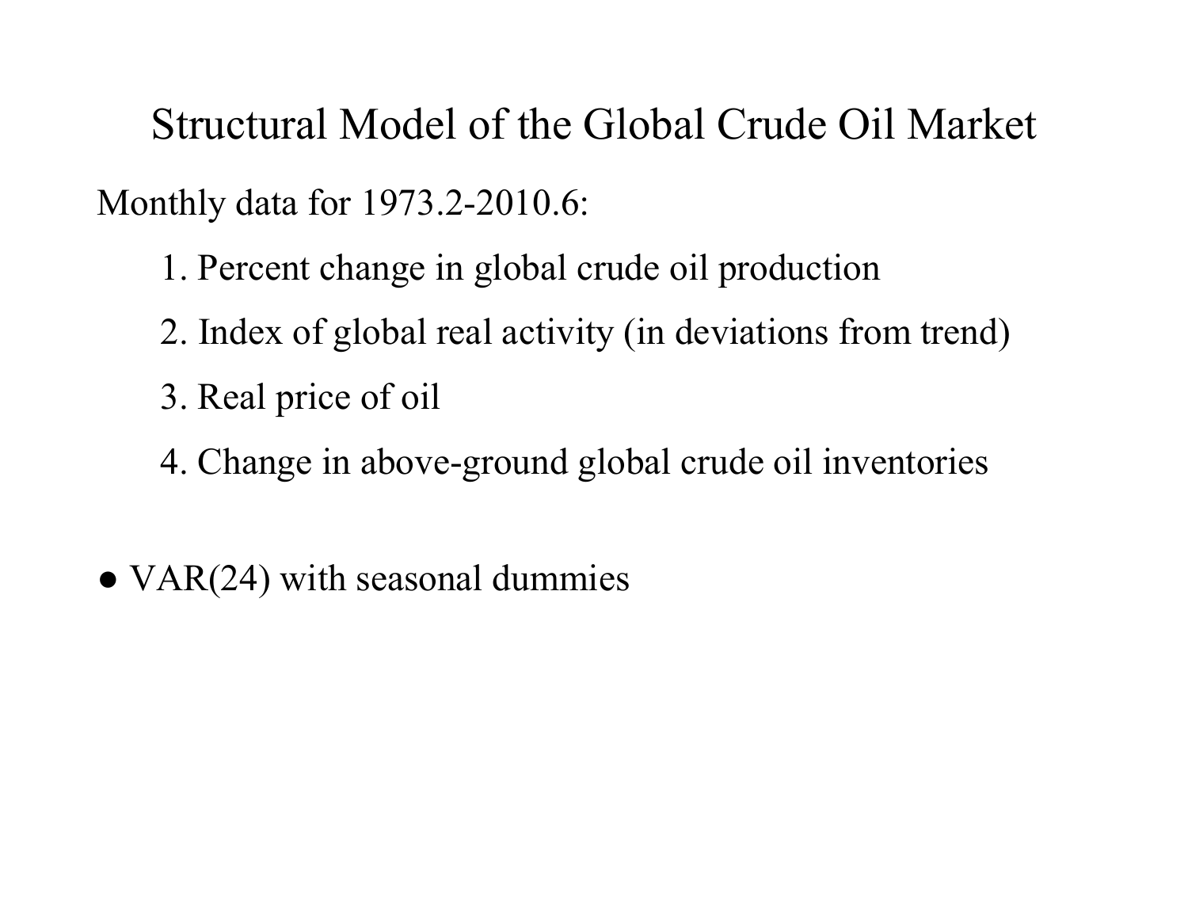# Structural Model of the Global Crude Oil Market

Monthly data for 1973.2-2010.6:

1. Percent change in global crude oil production
2. Index of global real activity (in deviations from trend)
3. Real price of oil
4. Change in above-ground global crude oil inventories

- VAR(24) with seasonal dummies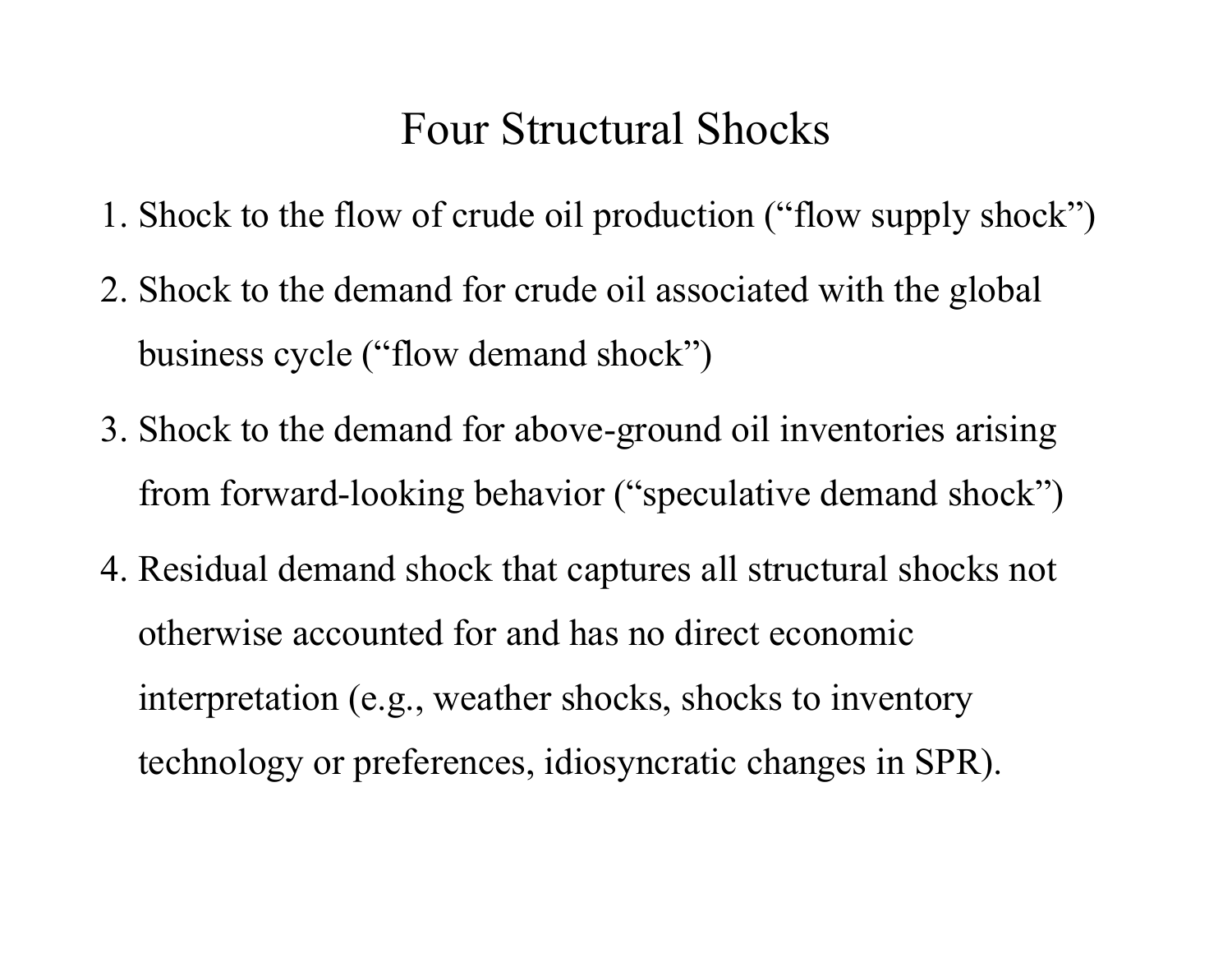# Four Structural Shocks

1. Shock to the flow of crude oil production (“flow supply shock”)
2. Shock to the demand for crude oil associated with the global business cycle (“flow demand shock”)
3. Shock to the demand for above-ground oil inventories arising from forward-looking behavior (“speculative demand shock”)
4. Residual demand shock that captures all structural shocks not otherwise accounted for and has no direct economic interpretation (e.g., weather shocks, shocks to inventory technology or preferences, idiosyncratic changes in SPR).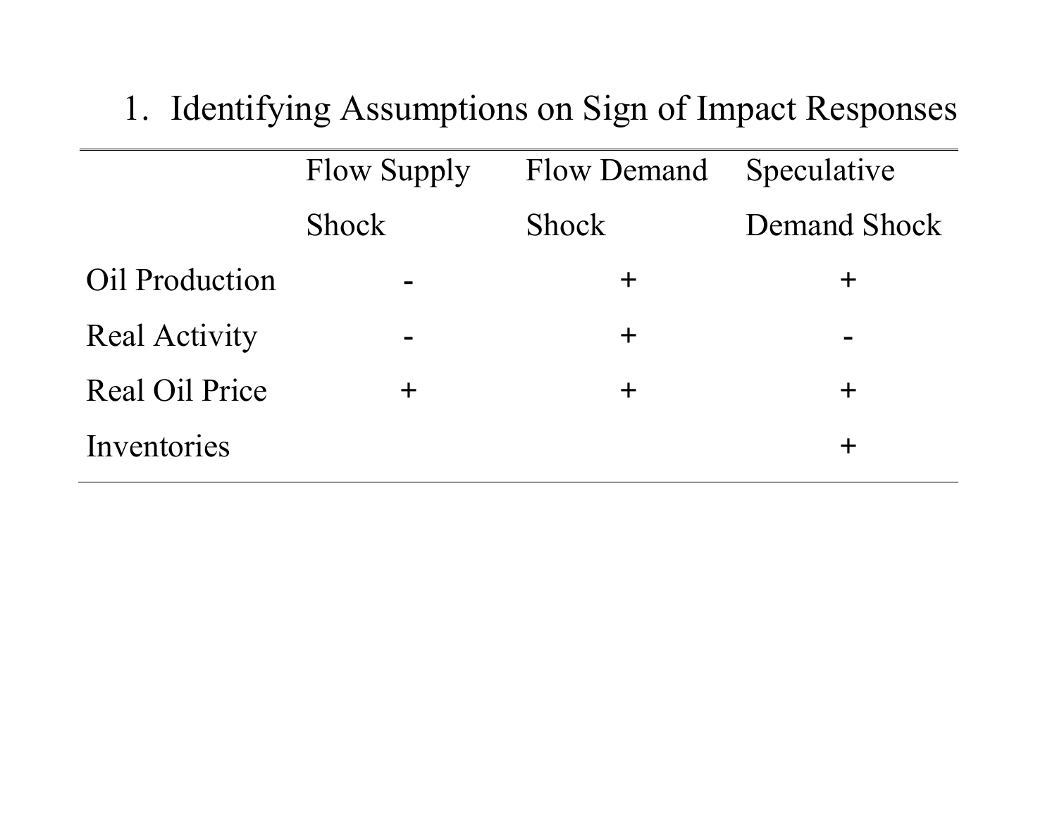1. Identifying Assumptions on Sign of Impact Responses

| | Flow Supply Shock | Flow Demand Shock | Speculative Demand Shock |
|---|---|---|---|
| Oil Production | - | + | + |
| Real Activity | - | + | - |
| Real Oil Price | + | + | + |
| Inventories | | | + |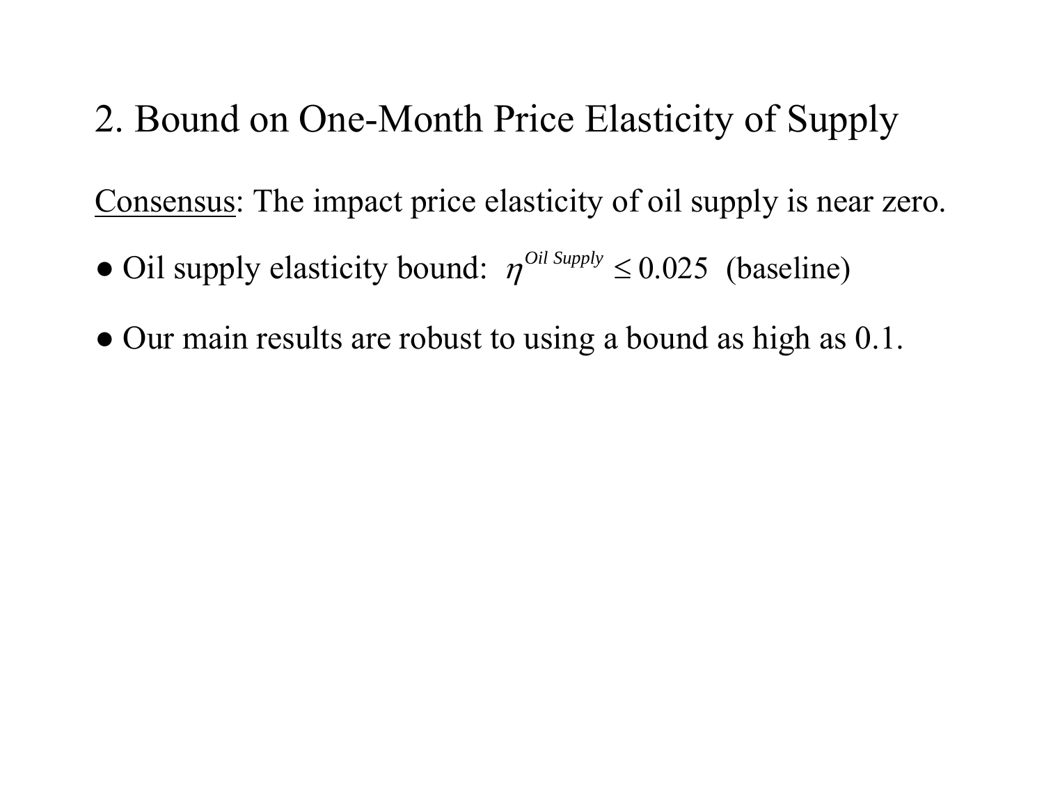## 2. Bound on One-Month Price Elasticity of Supply

Consensus: The impact price elasticity of oil supply is near zero.

- Oil supply elasticity bound: $\eta^{Oil\ Supply} \leq 0.025$ (baseline)
- Our main results are robust to using a bound as high as 0.1.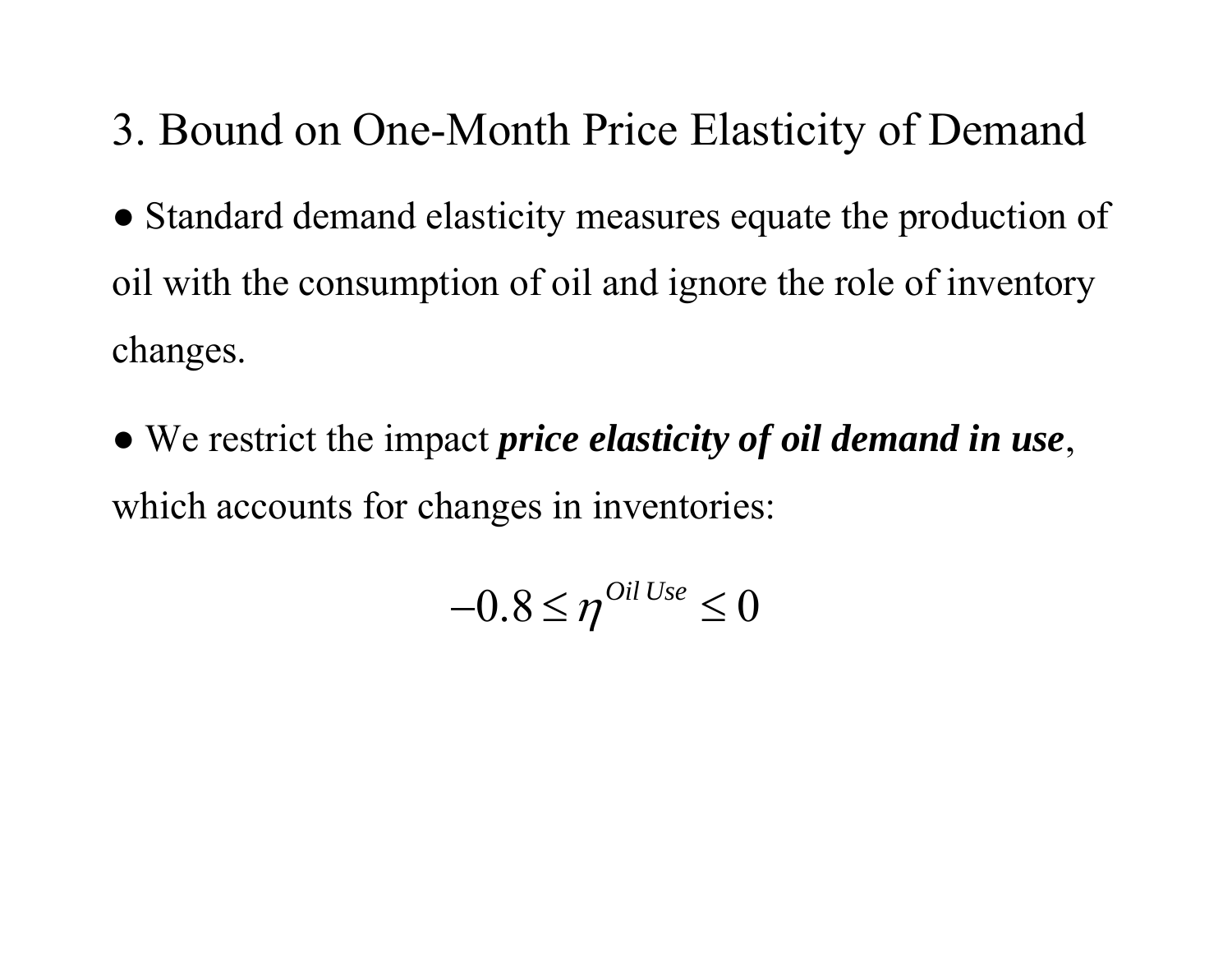## 3. Bound on One-Month Price Elasticity of Demand

- Standard demand elasticity measures equate the production of oil with the consumption of oil and ignore the role of inventory changes.

- We restrict the impact ***price elasticity of oil demand in use***, which accounts for changes in inventories:

$$-0.8 \leq \eta^{Oil\,Use} \leq 0$$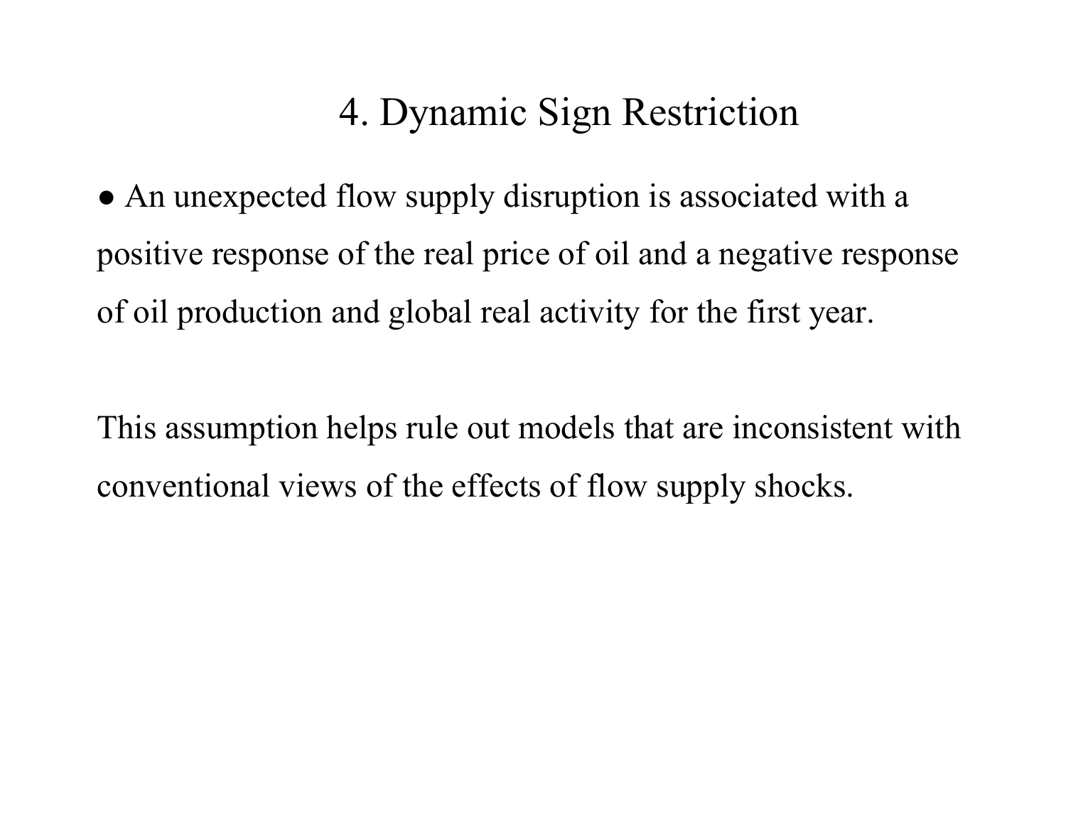# 4. Dynamic Sign Restriction

- An unexpected flow supply disruption is associated with a positive response of the real price of oil and a negative response of oil production and global real activity for the first year.

This assumption helps rule out models that are inconsistent with conventional views of the effects of flow supply shocks.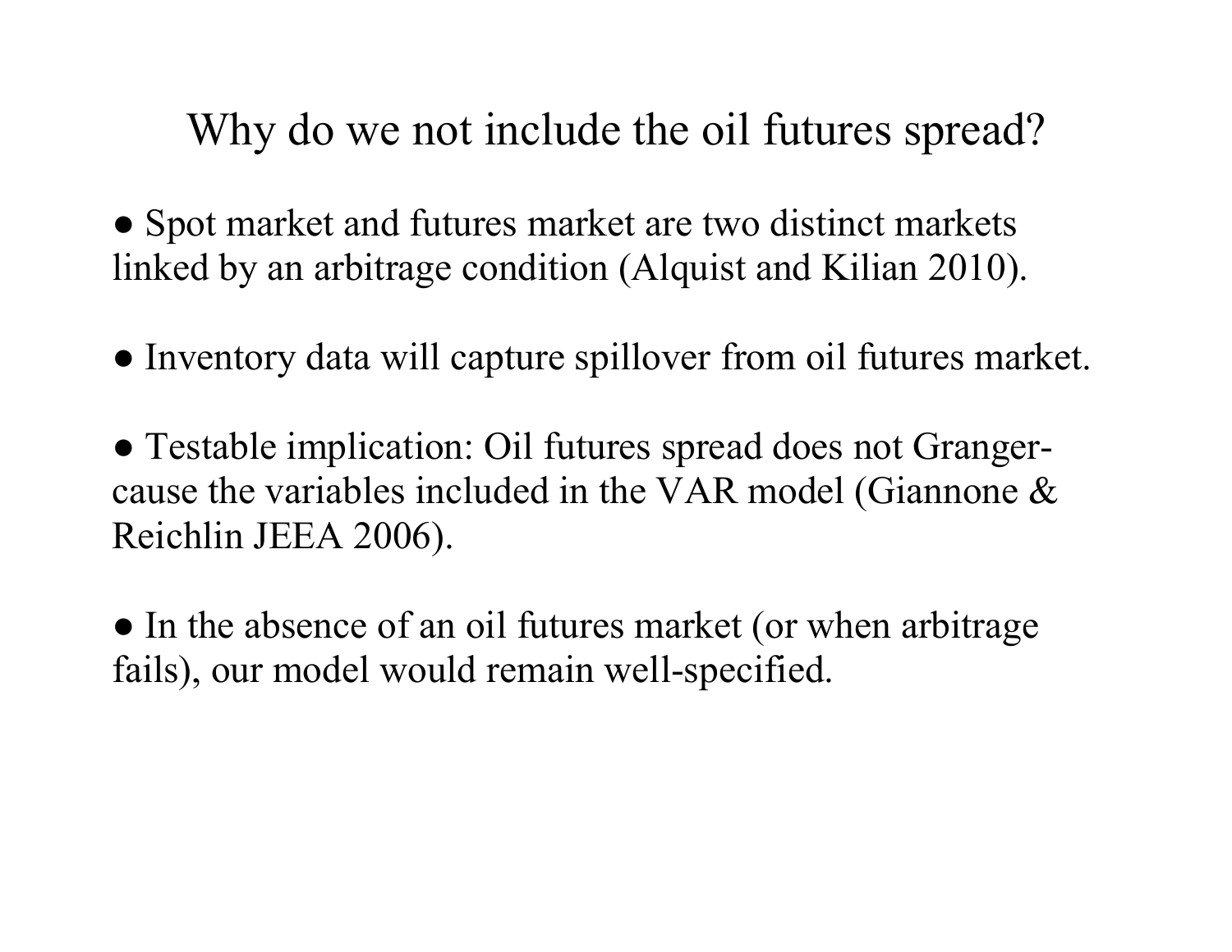# Why do we not include the oil futures spread?

- Spot market and futures market are two distinct markets linked by an arbitrage condition (Alquist and Kilian 2010).

- Inventory data will capture spillover from oil futures market.

- Testable implication: Oil futures spread does not Granger-cause the variables included in the VAR model (Giannone & Reichlin JEEA 2006).

- In the absence of an oil futures market (or when arbitrage fails), our model would remain well-specified.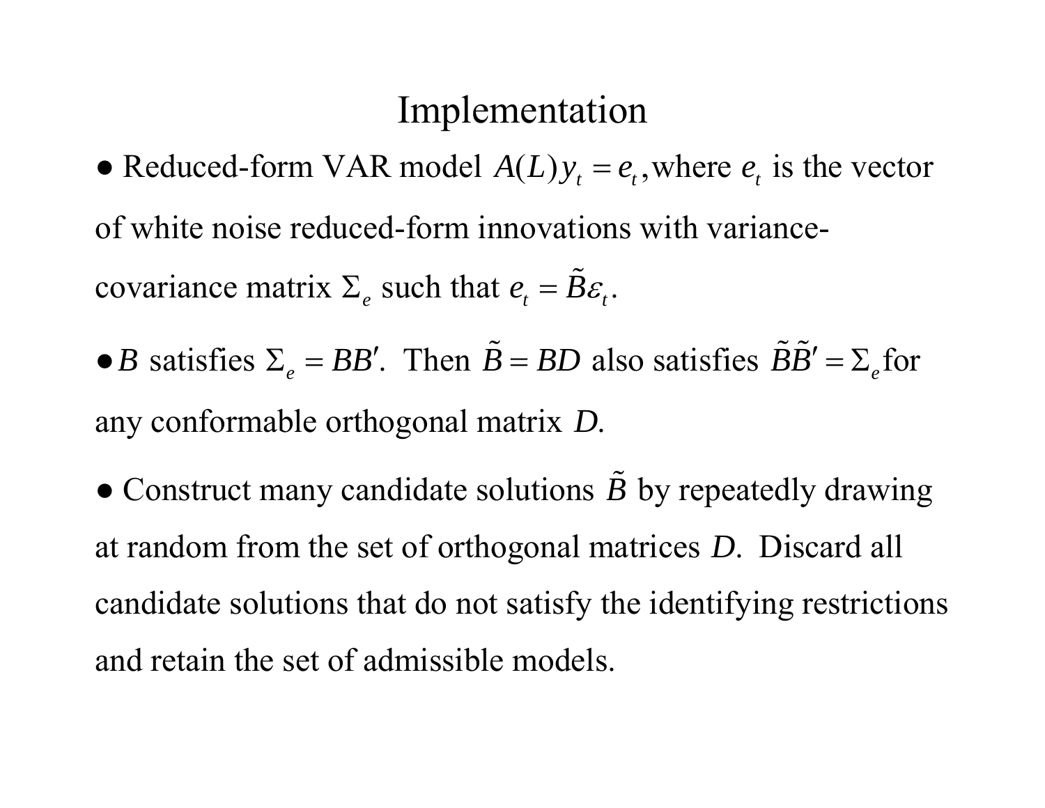# Implementation

- Reduced-form VAR model $A(L)y_t = e_t$, where $e_t$ is the vector of white noise reduced-form innovations with variance-covariance matrix $\Sigma_e$ such that $e_t = \tilde{B}\varepsilon_t$.

- $B$ satisfies $\Sigma_e = BB'$. Then $\tilde{B} = BD$ also satisfies $\tilde{B}\tilde{B}' = \Sigma_e$ for any conformable orthogonal matrix $D$.

- Construct many candidate solutions $\tilde{B}$ by repeatedly drawing at random from the set of orthogonal matrices $D$. Discard all candidate solutions that do not satisfy the identifying restrictions and retain the set of admissible models.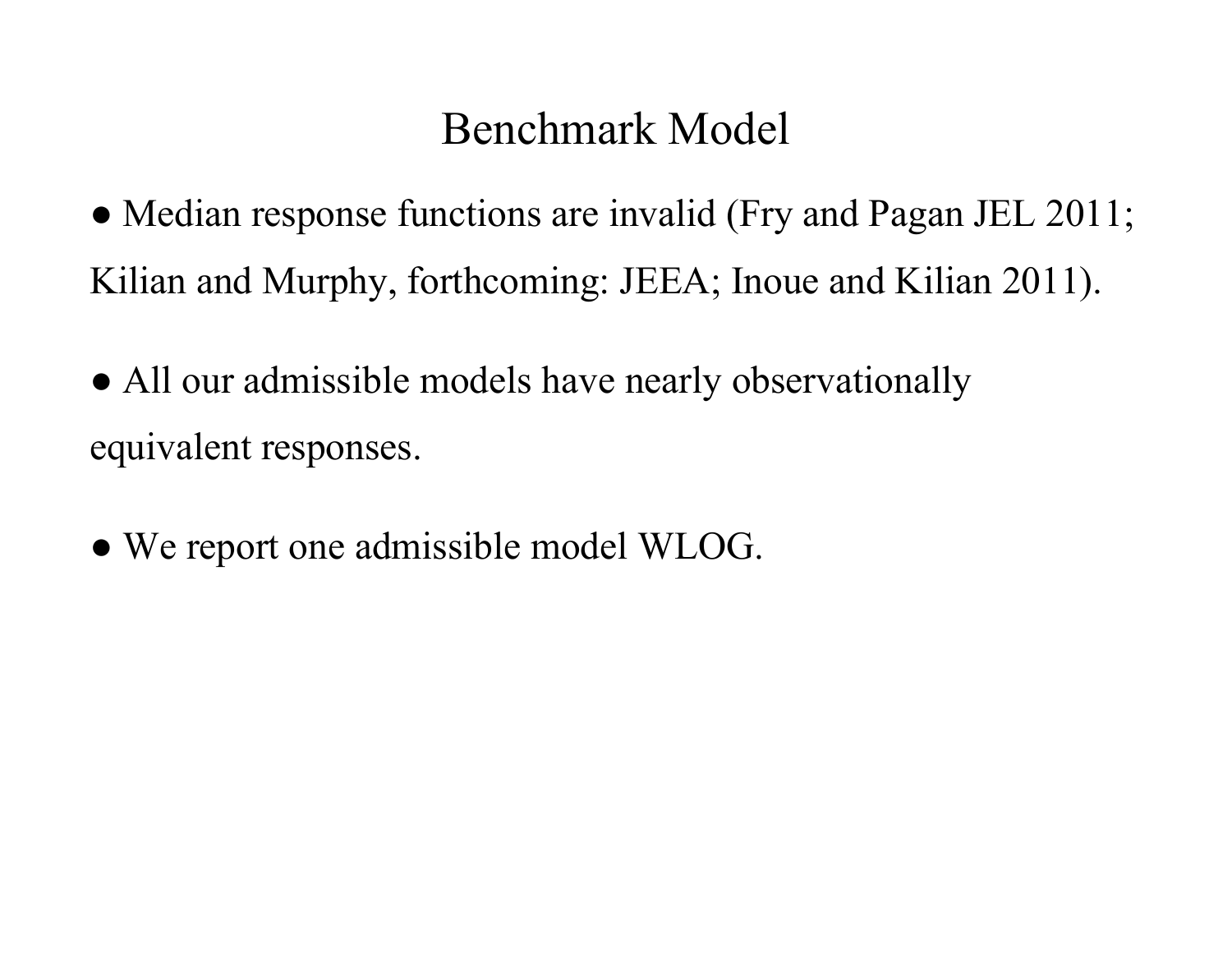# Benchmark Model

● Median response functions are invalid (Fry and Pagan JEL 2011; Kilian and Murphy, forthcoming: JEEA; Inoue and Kilian 2011).

● All our admissible models have nearly observationally equivalent responses.

● We report one admissible model WLOG.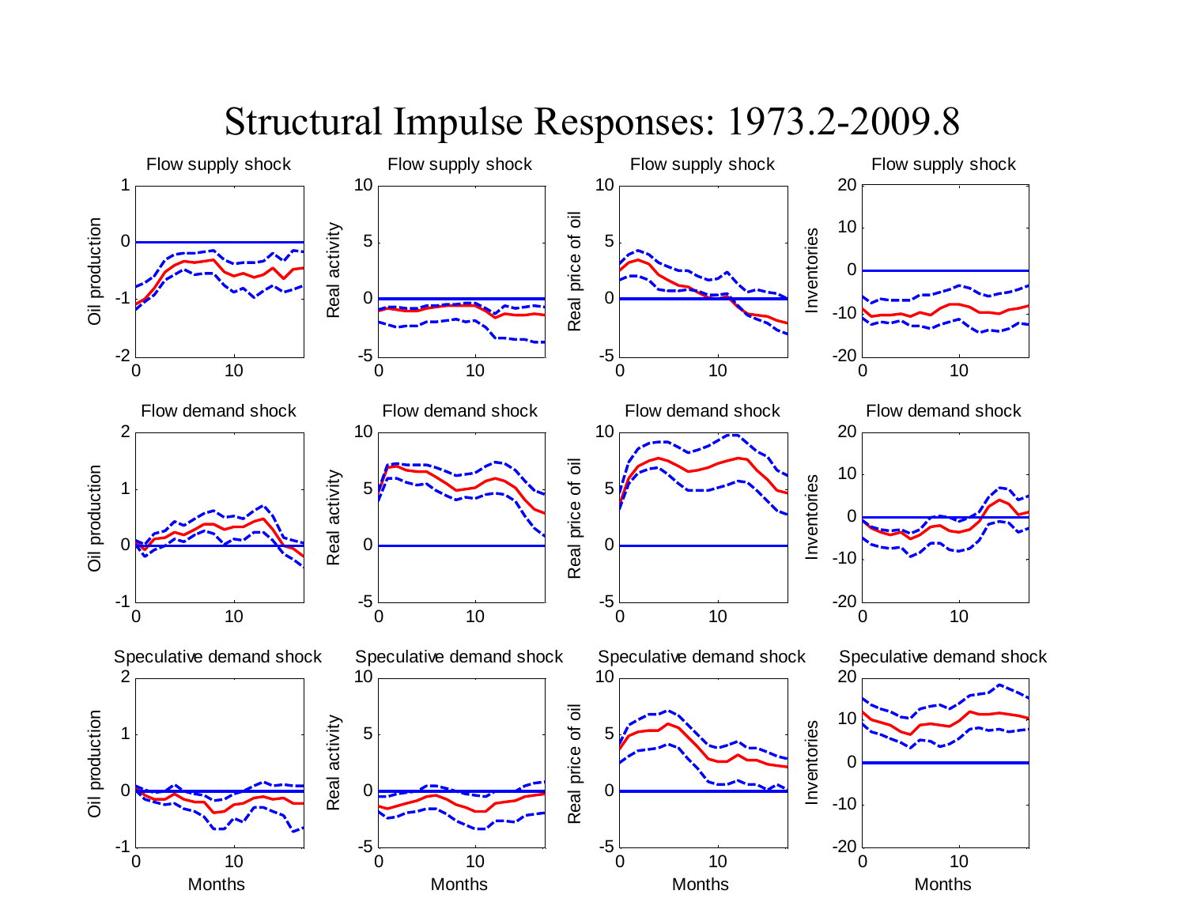# Structural Impulse Responses: 1973.2-2009.8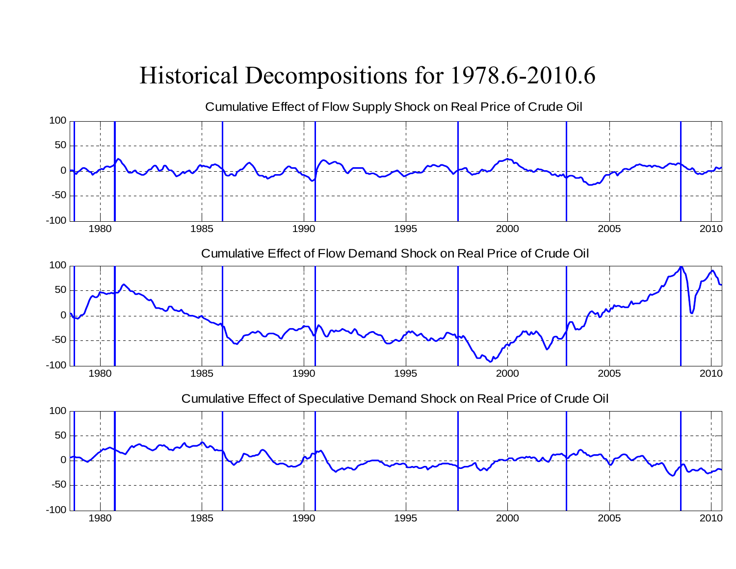# Historical Decompositions for 1978.6-2010.6

Cumulative Effect of Flow Supply Shock on Real Price of Crude Oil

Cumulative Effect of Flow Demand Shock on Real Price of Crude Oil

Cumulative Effect of Speculative Demand Shock on Real Price of Crude Oil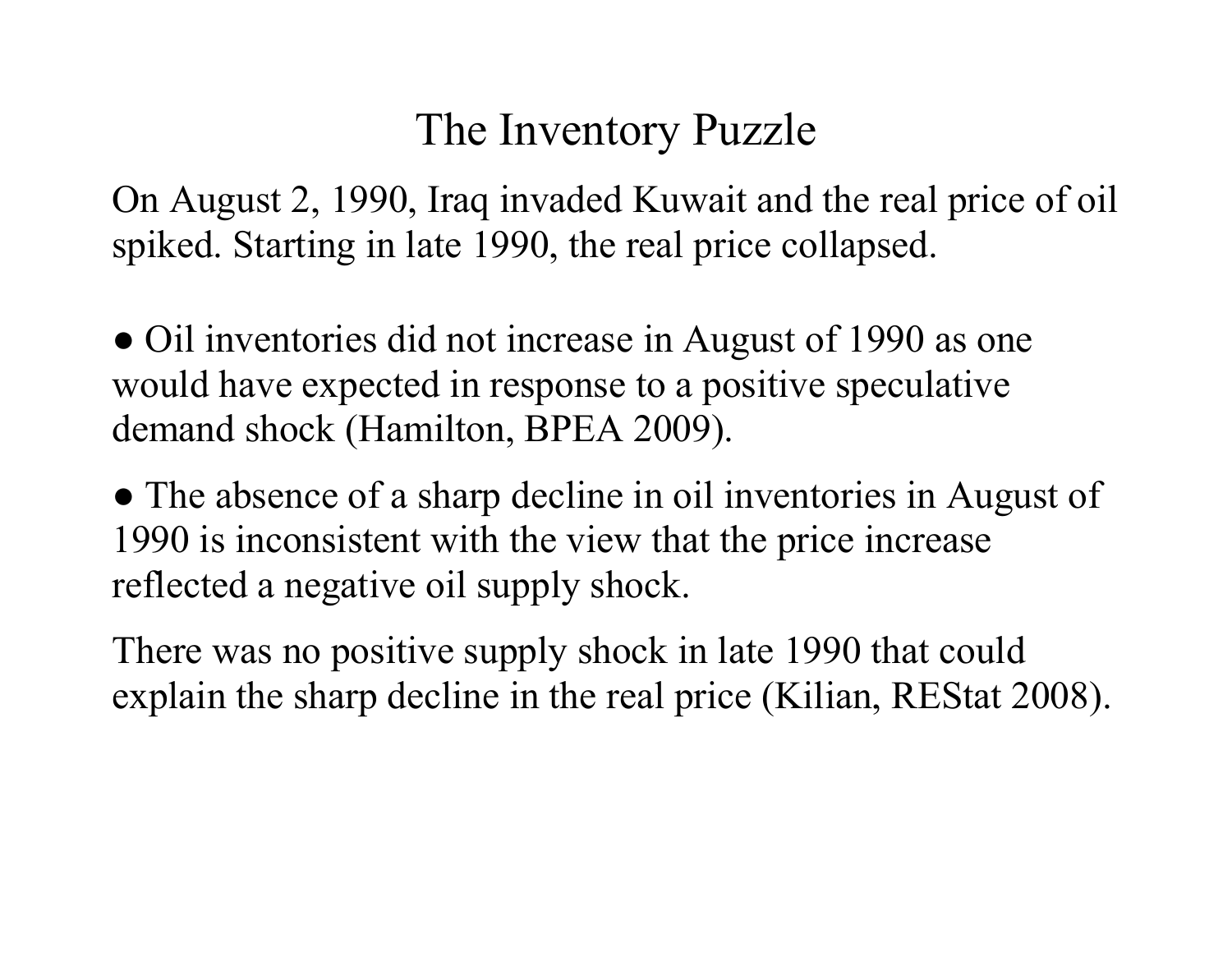# The Inventory Puzzle

On August 2, 1990, Iraq invaded Kuwait and the real price of oil spiked. Starting in late 1990, the real price collapsed.

● Oil inventories did not increase in August of 1990 as one would have expected in response to a positive speculative demand shock (Hamilton, BPEA 2009).

● The absence of a sharp decline in oil inventories in August of 1990 is inconsistent with the view that the price increase reflected a negative oil supply shock.

There was no positive supply shock in late 1990 that could explain the sharp decline in the real price (Kilian, REStat 2008).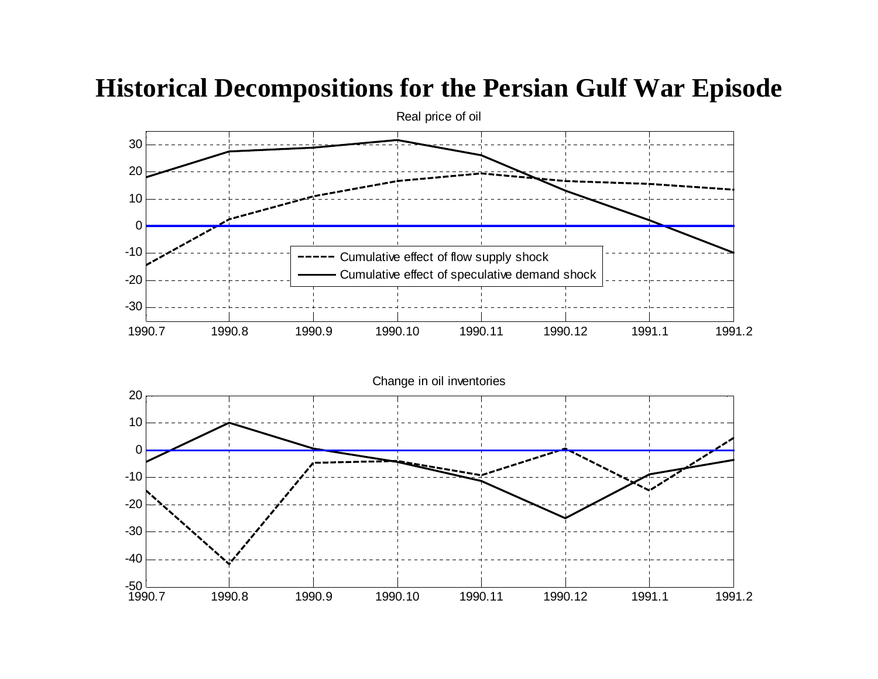# Historical Decompositions for the Persian Gulf War Episode

Real price of oil

Cumulative effect of flow supply shock

Cumulative effect of speculative demand shock

Change in oil inventories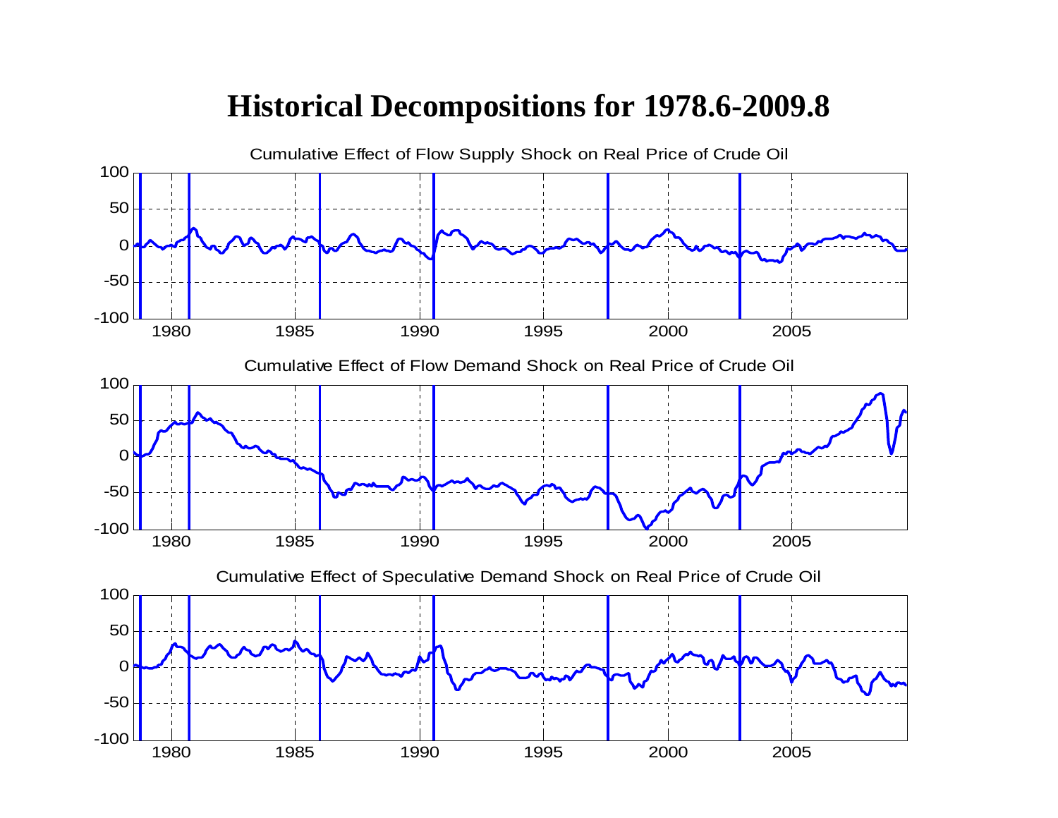# Historical Decompositions for 1978.6-2009.8

Cumulative Effect of Flow Supply Shock on Real Price of Crude Oil

Cumulative Effect of Flow Demand Shock on Real Price of Crude Oil

Cumulative Effect of Speculative Demand Shock on Real Price of Crude Oil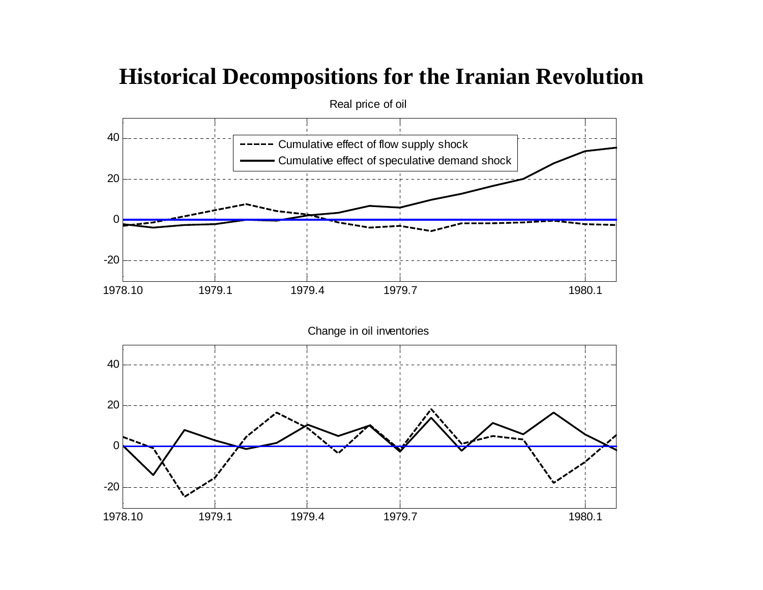# Historical Decompositions for the Iranian Revolution

Real price of oil

Change in oil inventories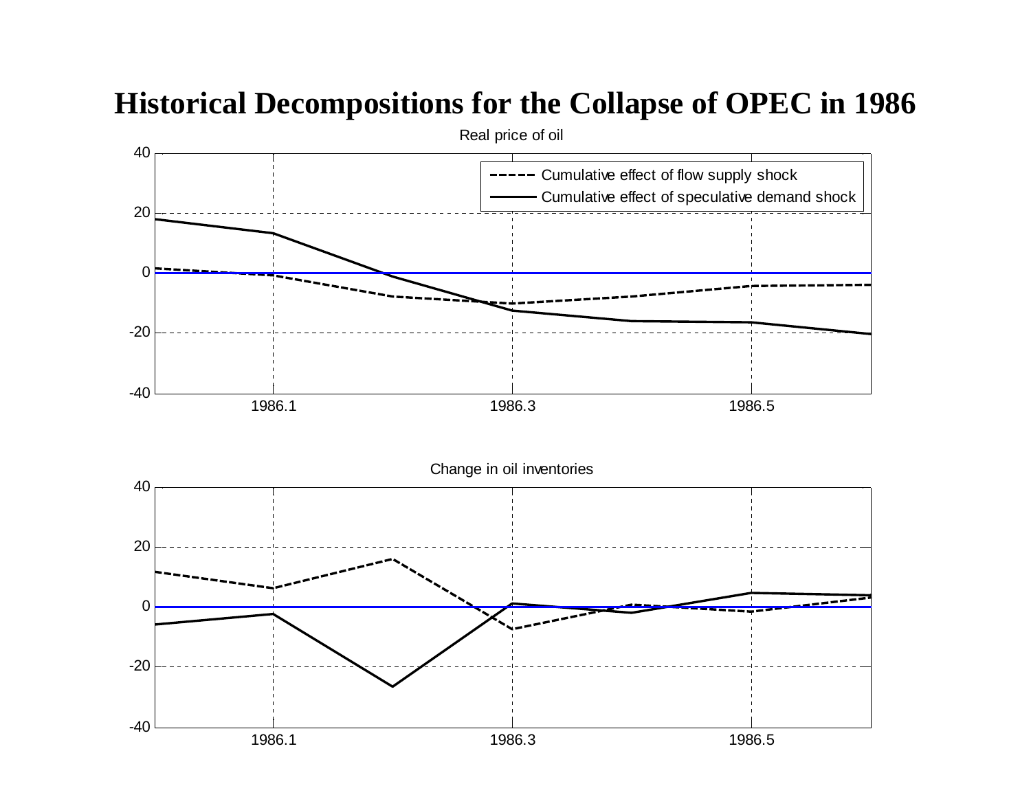# Historical Decompositions for the Collapse of OPEC in 1986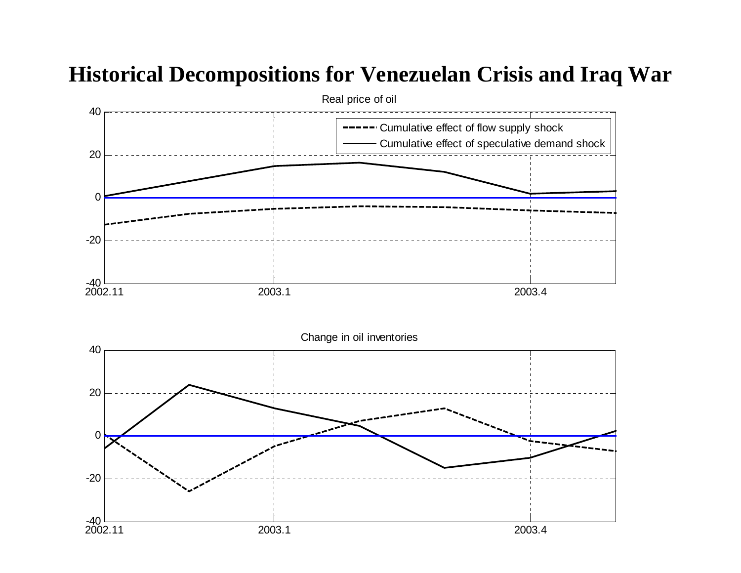# Historical Decompositions for Venezuelan Crisis and Iraq War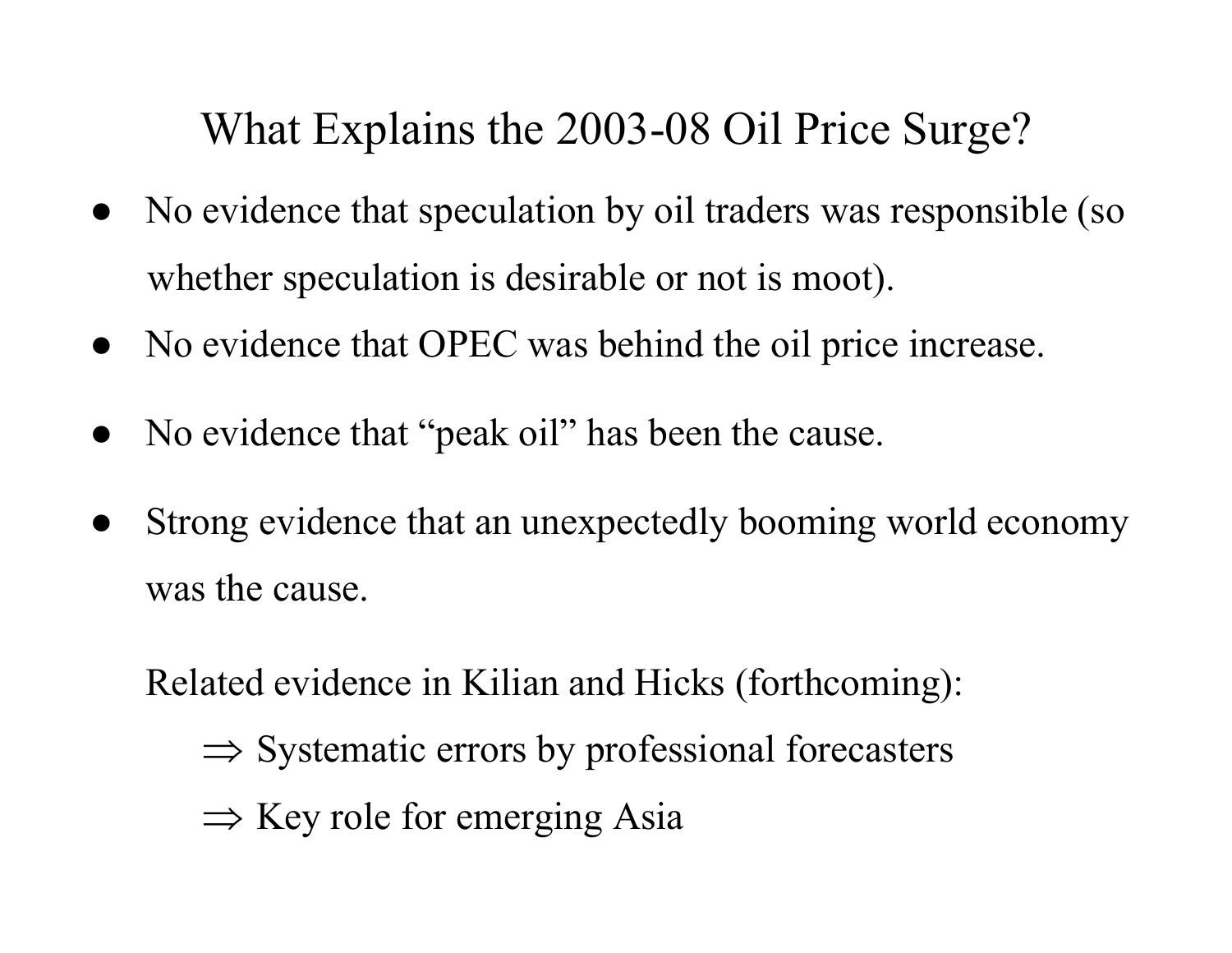# What Explains the 2003-08 Oil Price Surge?

- No evidence that speculation by oil traders was responsible (so whether speculation is desirable or not is moot).
- No evidence that OPEC was behind the oil price increase.
- No evidence that "peak oil" has been the cause.
- Strong evidence that an unexpectedly booming world economy was the cause.

  Related evidence in Kilian and Hicks (forthcoming):

  ⇒ Systematic errors by professional forecasters

  ⇒ Key role for emerging Asia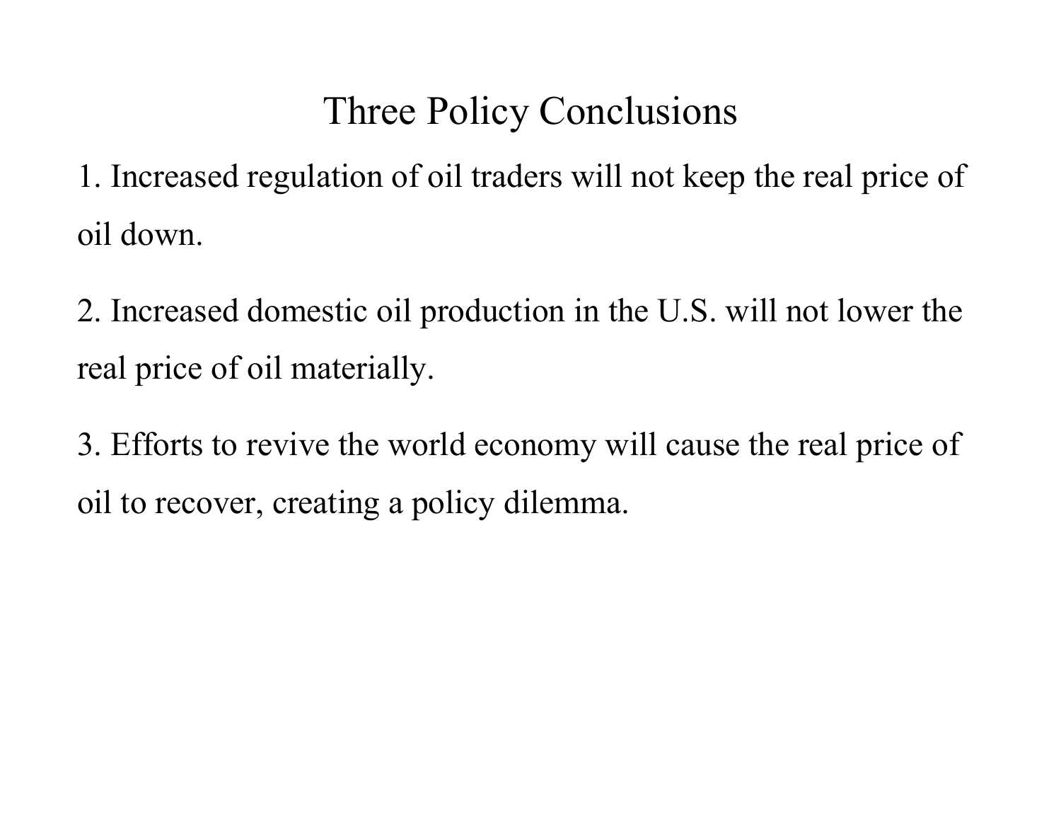# Three Policy Conclusions

1. Increased regulation of oil traders will not keep the real price of oil down.

2. Increased domestic oil production in the U.S. will not lower the real price of oil materially.

3. Efforts to revive the world economy will cause the real price of oil to recover, creating a policy dilemma.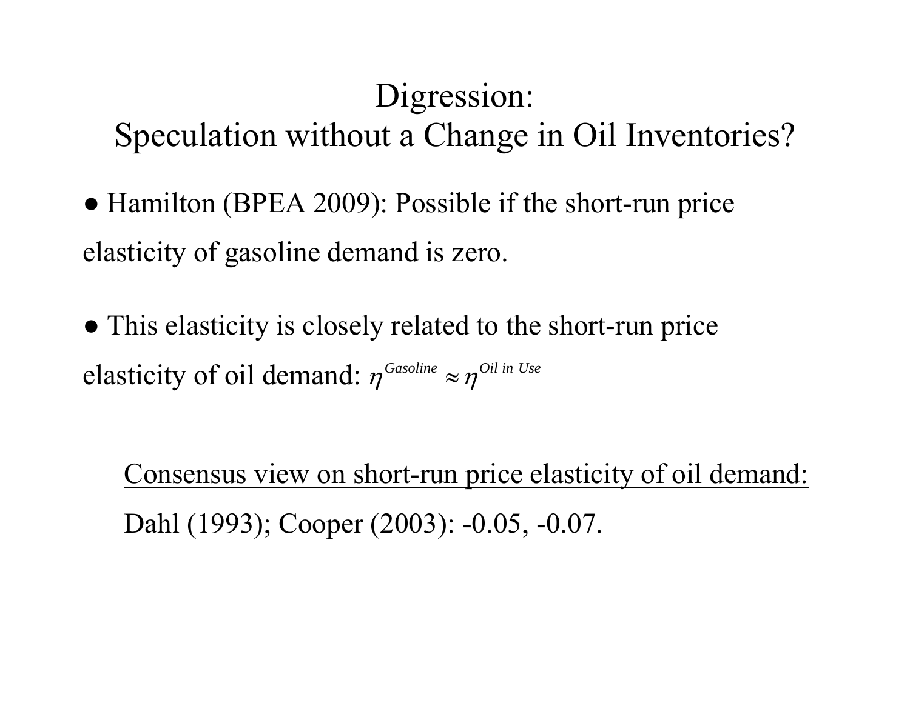# Digression: Speculation without a Change in Oil Inventories?

- Hamilton (BPEA 2009): Possible if the short-run price elasticity of gasoline demand is zero.

- This elasticity is closely related to the short-run price elasticity of oil demand: $\eta^{Gasoline} \approx \eta^{Oil\ in\ Use}$

<u>Consensus view on short-run price elasticity of oil demand:</u>

Dahl (1993); Cooper (2003): -0.05, -0.07.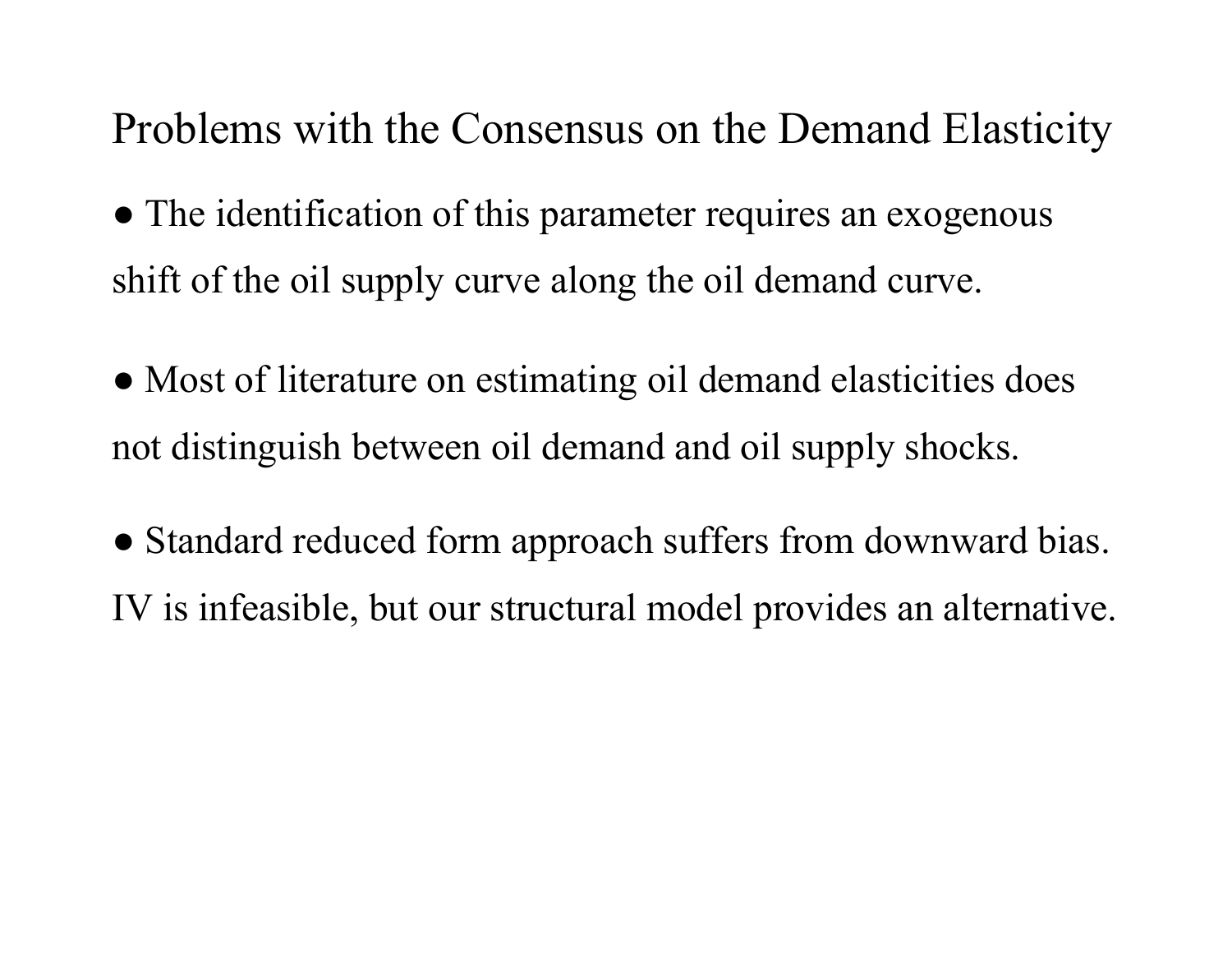# Problems with the Consensus on the Demand Elasticity

- The identification of this parameter requires an exogenous shift of the oil supply curve along the oil demand curve.

- Most of literature on estimating oil demand elasticities does not distinguish between oil demand and oil supply shocks.

- Standard reduced form approach suffers from downward bias. IV is infeasible, but our structural model provides an alternative.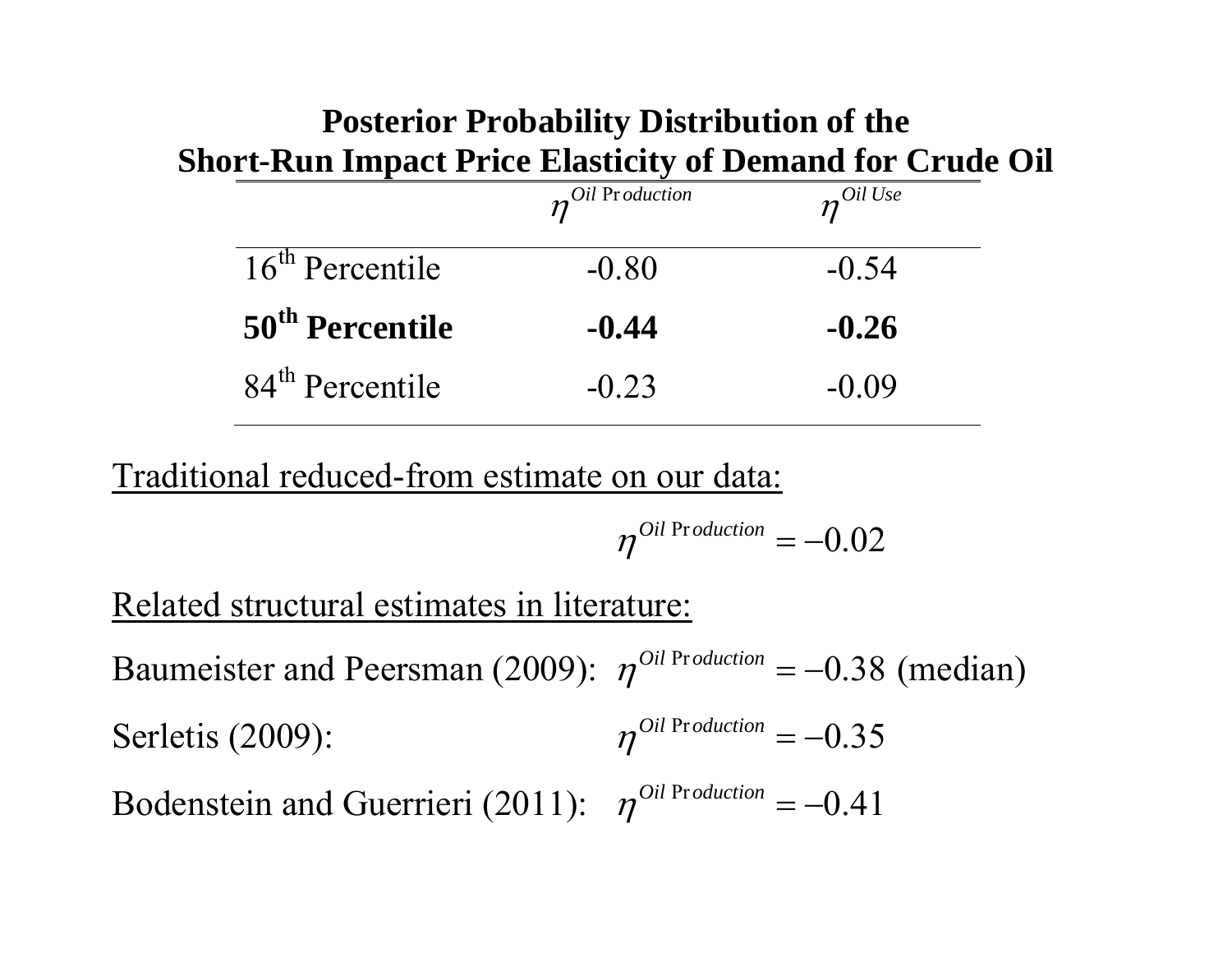## Posterior Probability Distribution of the Short-Run Impact Price Elasticity of Demand for Crude Oil

| | $\eta^{Oil\ Production}$ | $\eta^{Oil\ Use}$ |
|---|---|---|
| 16th Percentile | -0.80 | -0.54 |
| **50th Percentile** | **-0.44** | **-0.26** |
| 84th Percentile | -0.23 | -0.09 |

Traditional reduced-from estimate on our data:

$$\eta^{Oil\ Production} = -0.02$$

Related structural estimates in literature:

Baumeister and Peersman (2009): $\eta^{Oil\ Production} = -0.38$ (median)

Serletis (2009): $\eta^{Oil\ Production} = -0.35$

Bodenstein and Guerrieri (2011): $\eta^{Oil\ Production} = -0.41$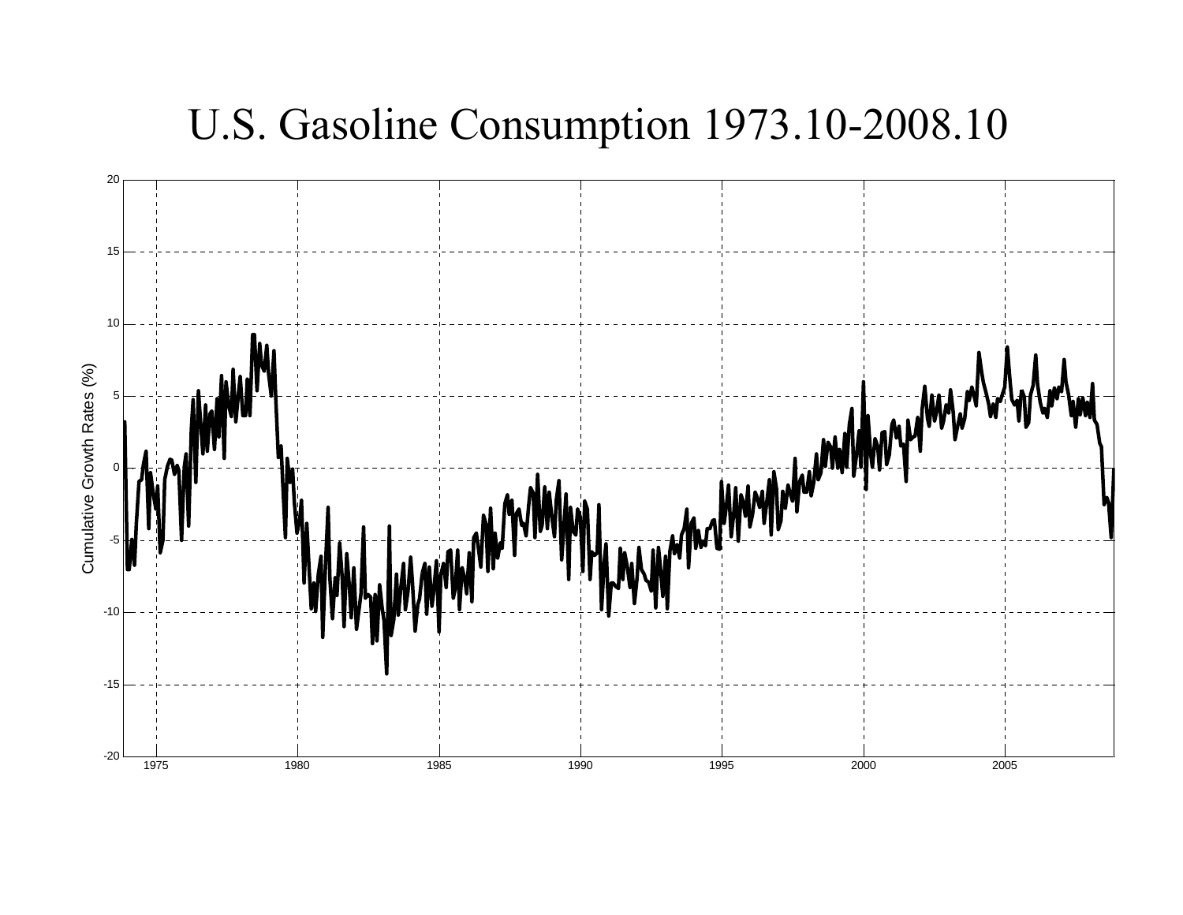# U.S. Gasoline Consumption 1973.10-2008.10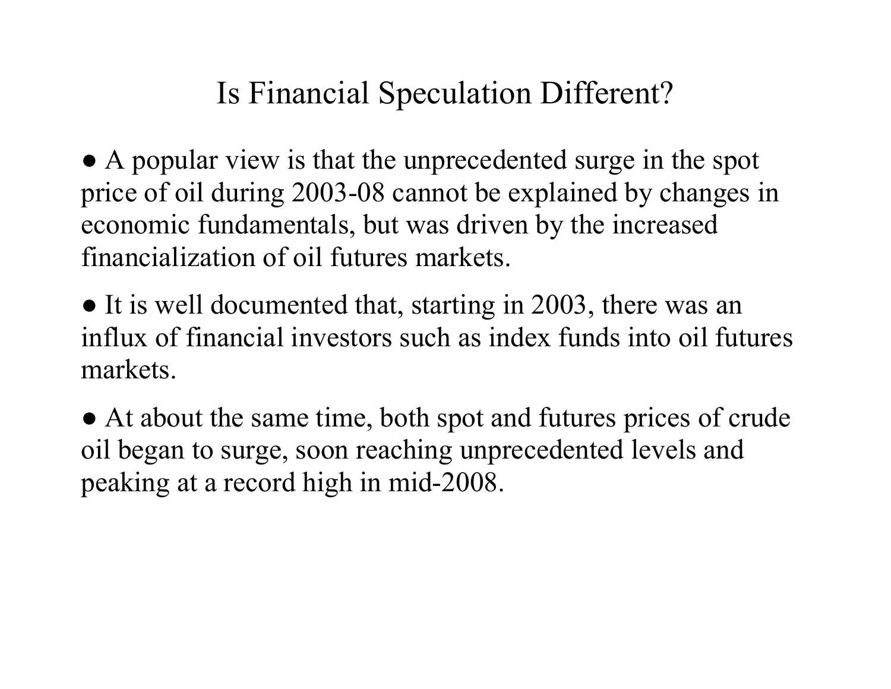# Is Financial Speculation Different?

- A popular view is that the unprecedented surge in the spot price of oil during 2003-08 cannot be explained by changes in economic fundamentals, but was driven by the increased financialization of oil futures markets.

- It is well documented that, starting in 2003, there was an influx of financial investors such as index funds into oil futures markets.

- At about the same time, both spot and futures prices of crude oil began to surge, soon reaching unprecedented levels and peaking at a record high in mid-2008.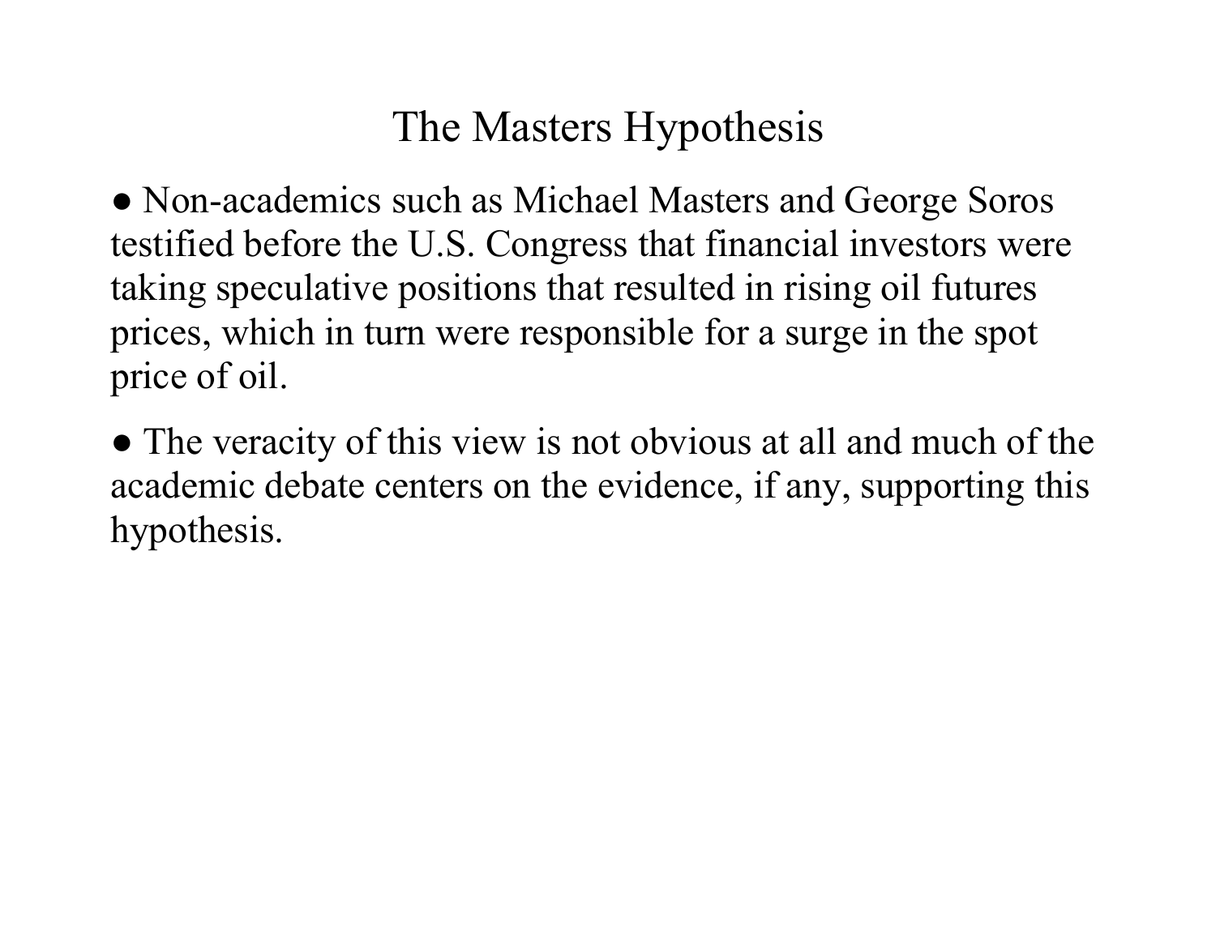# The Masters Hypothesis

- Non-academics such as Michael Masters and George Soros testified before the U.S. Congress that financial investors were taking speculative positions that resulted in rising oil futures prices, which in turn were responsible for a surge in the spot price of oil.

- The veracity of this view is not obvious at all and much of the academic debate centers on the evidence, if any, supporting this hypothesis.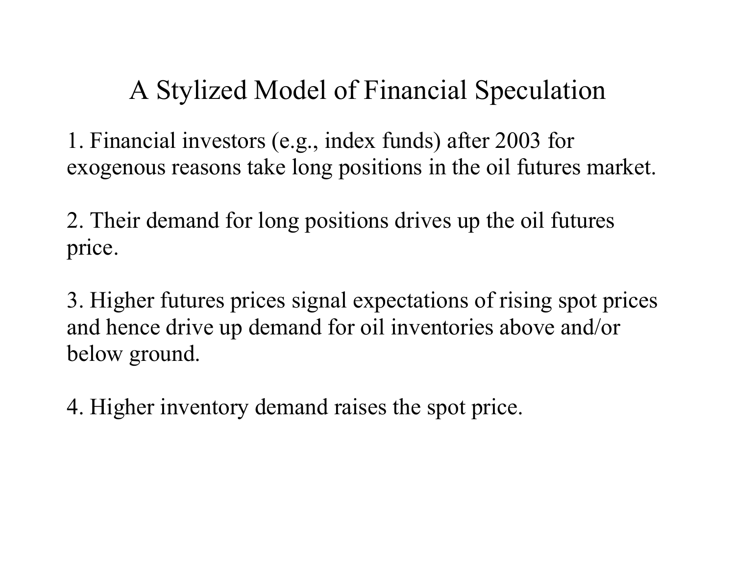# A Stylized Model of Financial Speculation

1. Financial investors (e.g., index funds) after 2003 for exogenous reasons take long positions in the oil futures market.

2. Their demand for long positions drives up the oil futures price.

3. Higher futures prices signal expectations of rising spot prices and hence drive up demand for oil inventories above and/or below ground.

4. Higher inventory demand raises the spot price.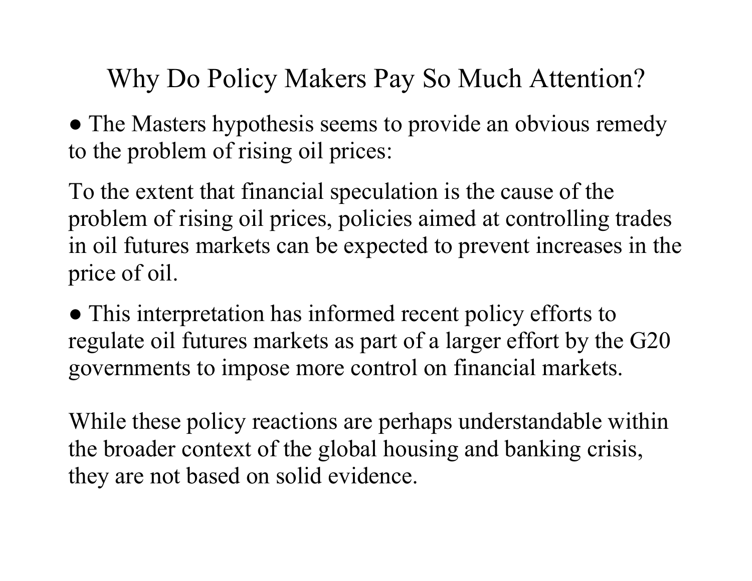# Why Do Policy Makers Pay So Much Attention?

- The Masters hypothesis seems to provide an obvious remedy to the problem of rising oil prices:

To the extent that financial speculation is the cause of the problem of rising oil prices, policies aimed at controlling trades in oil futures markets can be expected to prevent increases in the price of oil.

- This interpretation has informed recent policy efforts to regulate oil futures markets as part of a larger effort by the G20 governments to impose more control on financial markets.

While these policy reactions are perhaps understandable within the broader context of the global housing and banking crisis, they are not based on solid evidence.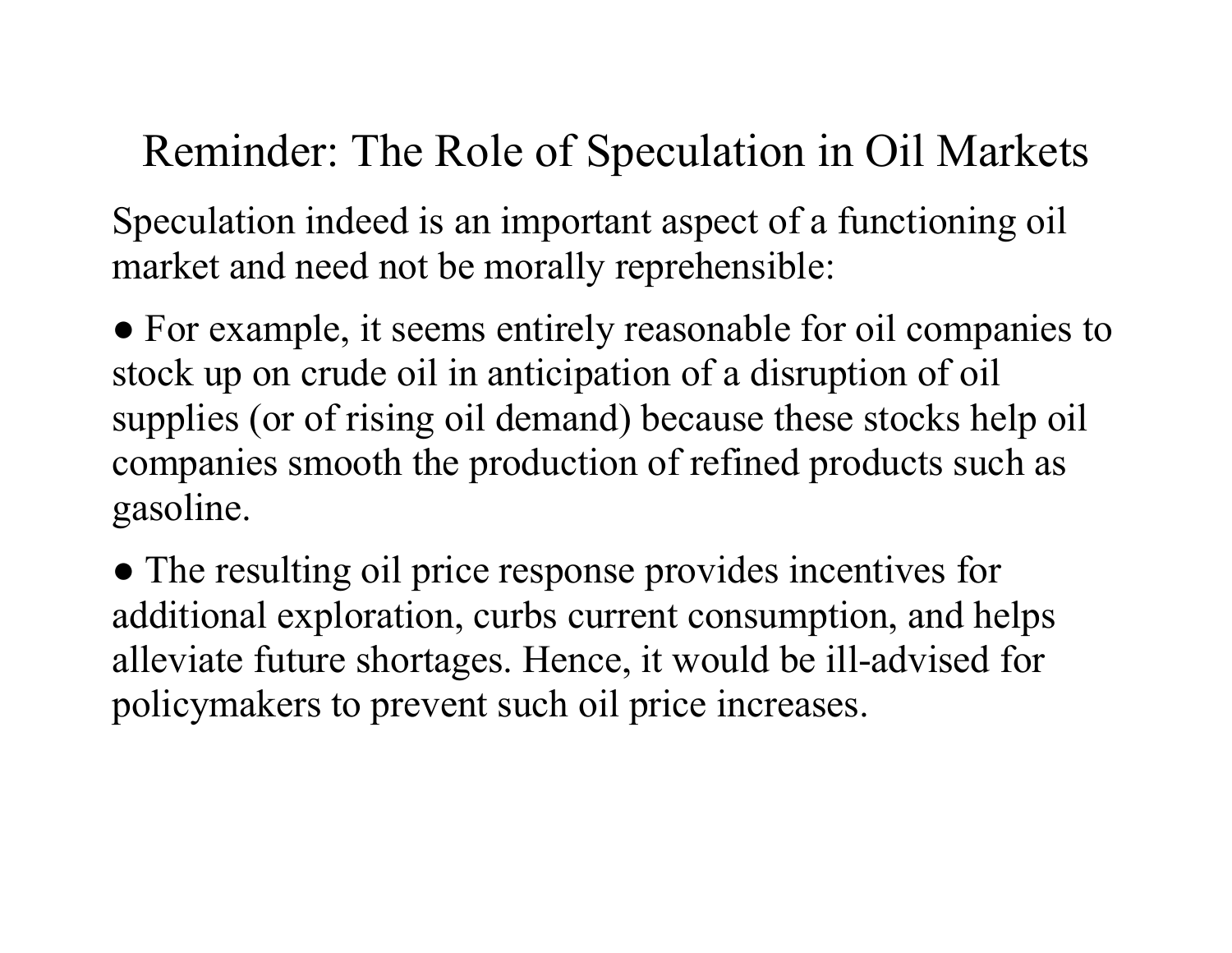# Reminder: The Role of Speculation in Oil Markets

Speculation indeed is an important aspect of a functioning oil market and need not be morally reprehensible:

● For example, it seems entirely reasonable for oil companies to stock up on crude oil in anticipation of a disruption of oil supplies (or of rising oil demand) because these stocks help oil companies smooth the production of refined products such as gasoline.

● The resulting oil price response provides incentives for additional exploration, curbs current consumption, and helps alleviate future shortages. Hence, it would be ill-advised for policymakers to prevent such oil price increases.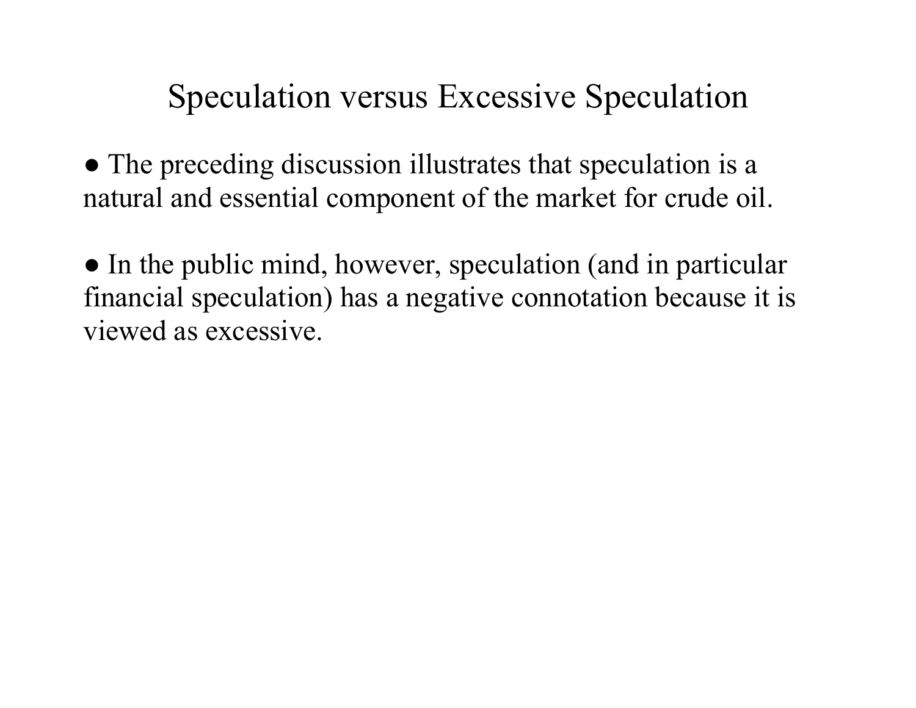# Speculation versus Excessive Speculation

- The preceding discussion illustrates that speculation is a natural and essential component of the market for crude oil.

- In the public mind, however, speculation (and in particular financial speculation) has a negative connotation because it is viewed as excessive.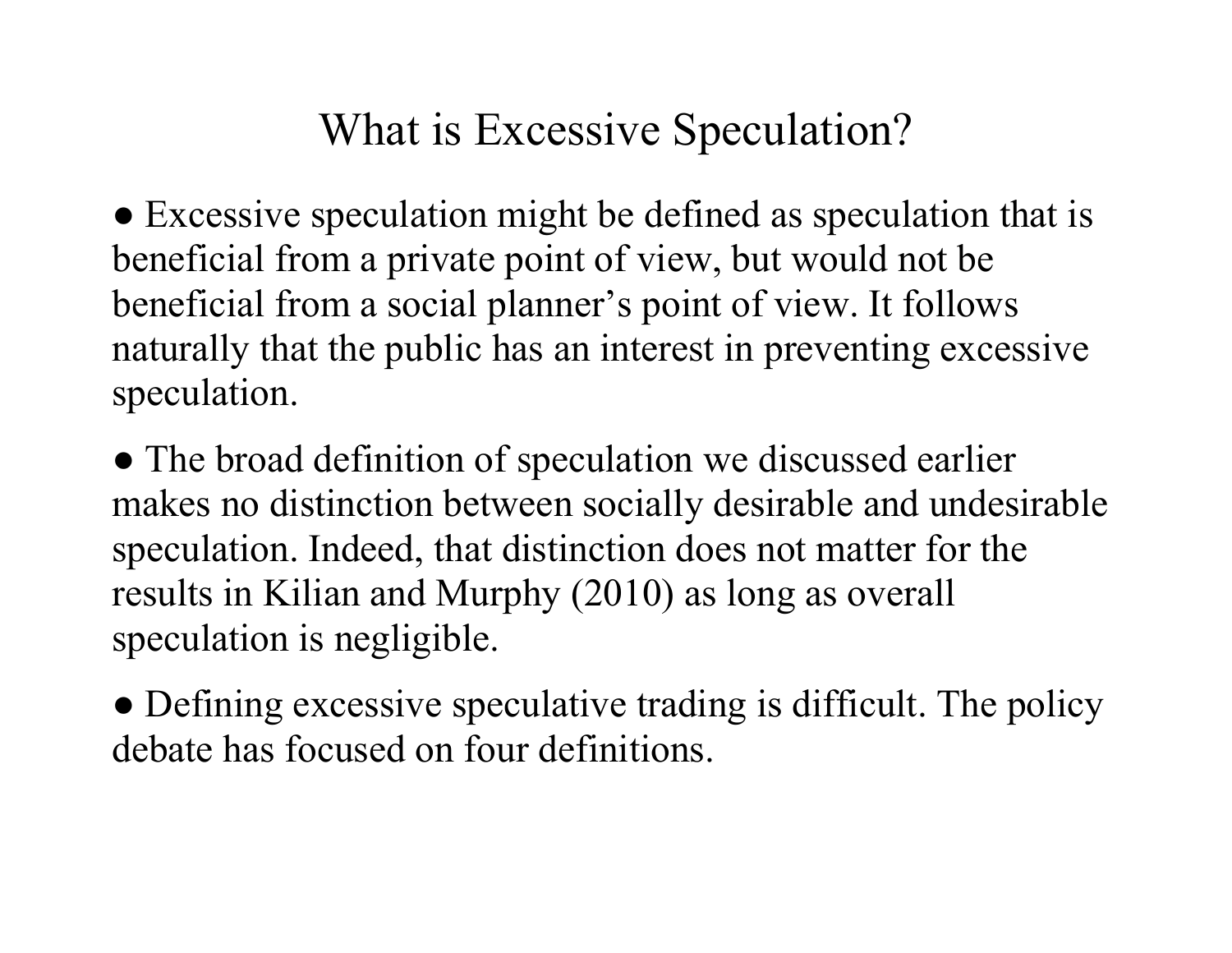# What is Excessive Speculation?

- Excessive speculation might be defined as speculation that is beneficial from a private point of view, but would not be beneficial from a social planner's point of view. It follows naturally that the public has an interest in preventing excessive speculation.

- The broad definition of speculation we discussed earlier makes no distinction between socially desirable and undesirable speculation. Indeed, that distinction does not matter for the results in Kilian and Murphy (2010) as long as overall speculation is negligible.

- Defining excessive speculative trading is difficult. The policy debate has focused on four definitions.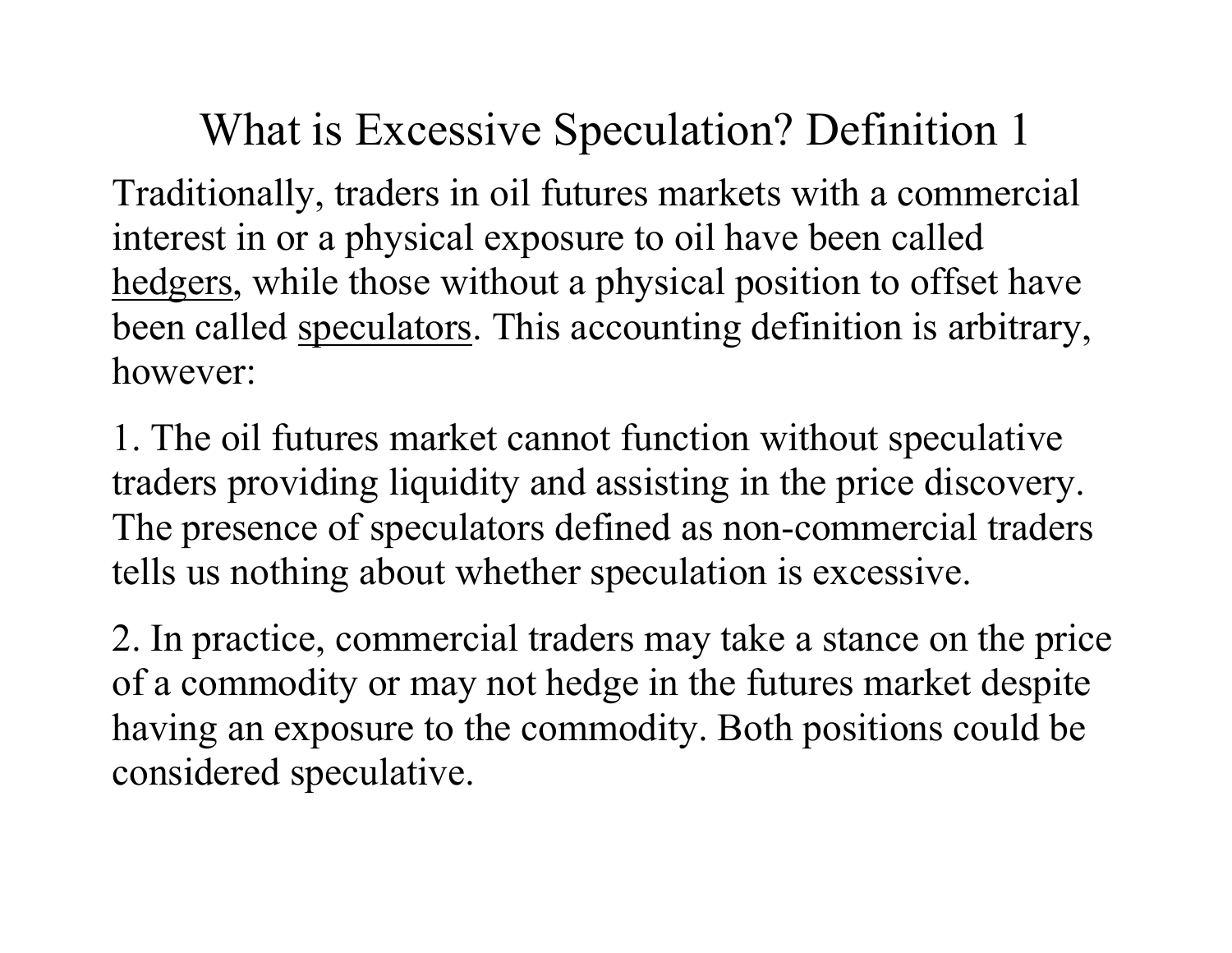# What is Excessive Speculation? Definition 1

Traditionally, traders in oil futures markets with a commercial interest in or a physical exposure to oil have been called <u>hedgers</u>, while those without a physical position to offset have been called <u>speculators</u>. This accounting definition is arbitrary, however:

1. The oil futures market cannot function without speculative traders providing liquidity and assisting in the price discovery. The presence of speculators defined as non-commercial traders tells us nothing about whether speculation is excessive.

2. In practice, commercial traders may take a stance on the price of a commodity or may not hedge in the futures market despite having an exposure to the commodity. Both positions could be considered speculative.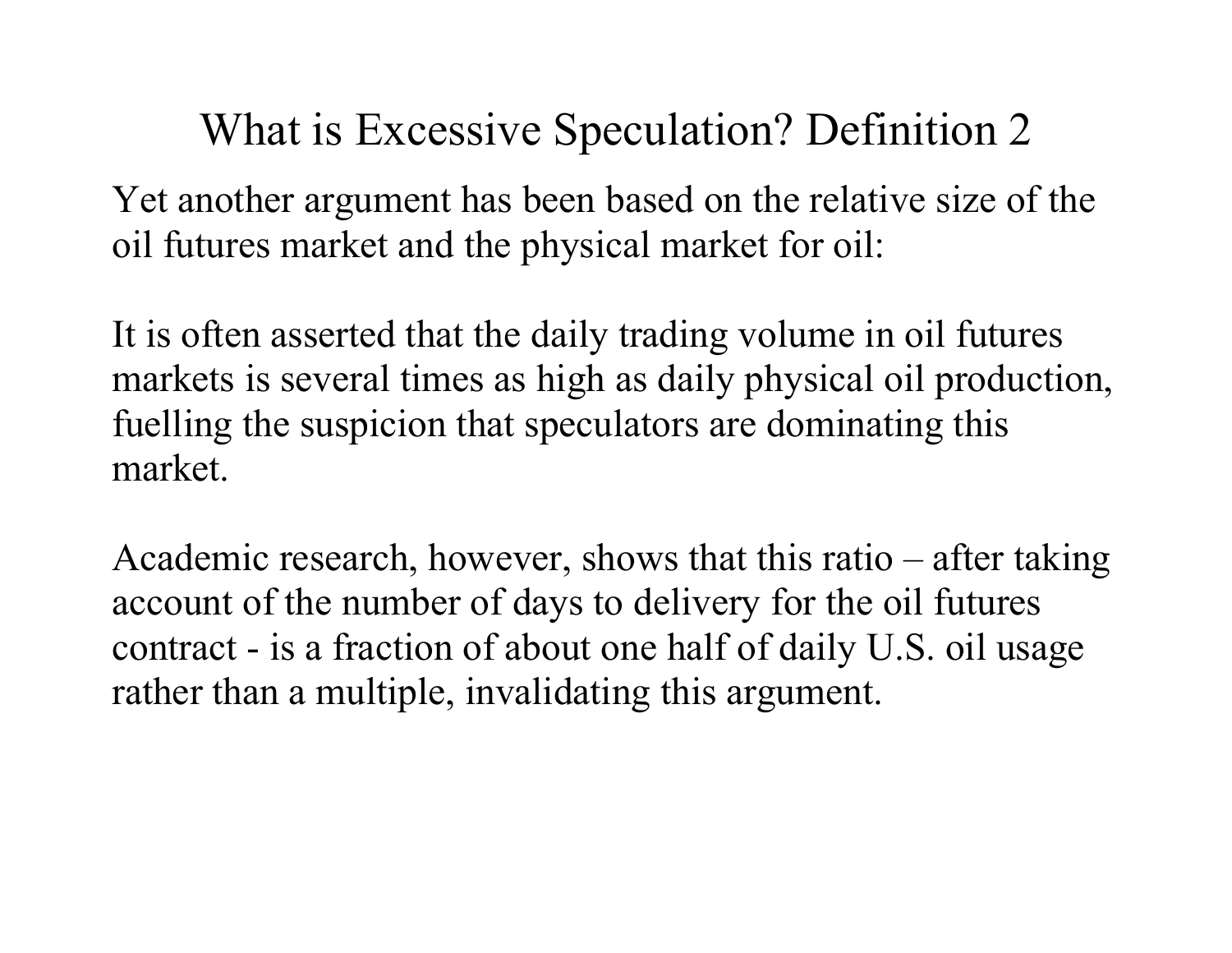# What is Excessive Speculation? Definition 2

Yet another argument has been based on the relative size of the oil futures market and the physical market for oil:

It is often asserted that the daily trading volume in oil futures markets is several times as high as daily physical oil production, fuelling the suspicion that speculators are dominating this market.

Academic research, however, shows that this ratio – after taking account of the number of days to delivery for the oil futures contract - is a fraction of about one half of daily U.S. oil usage rather than a multiple, invalidating this argument.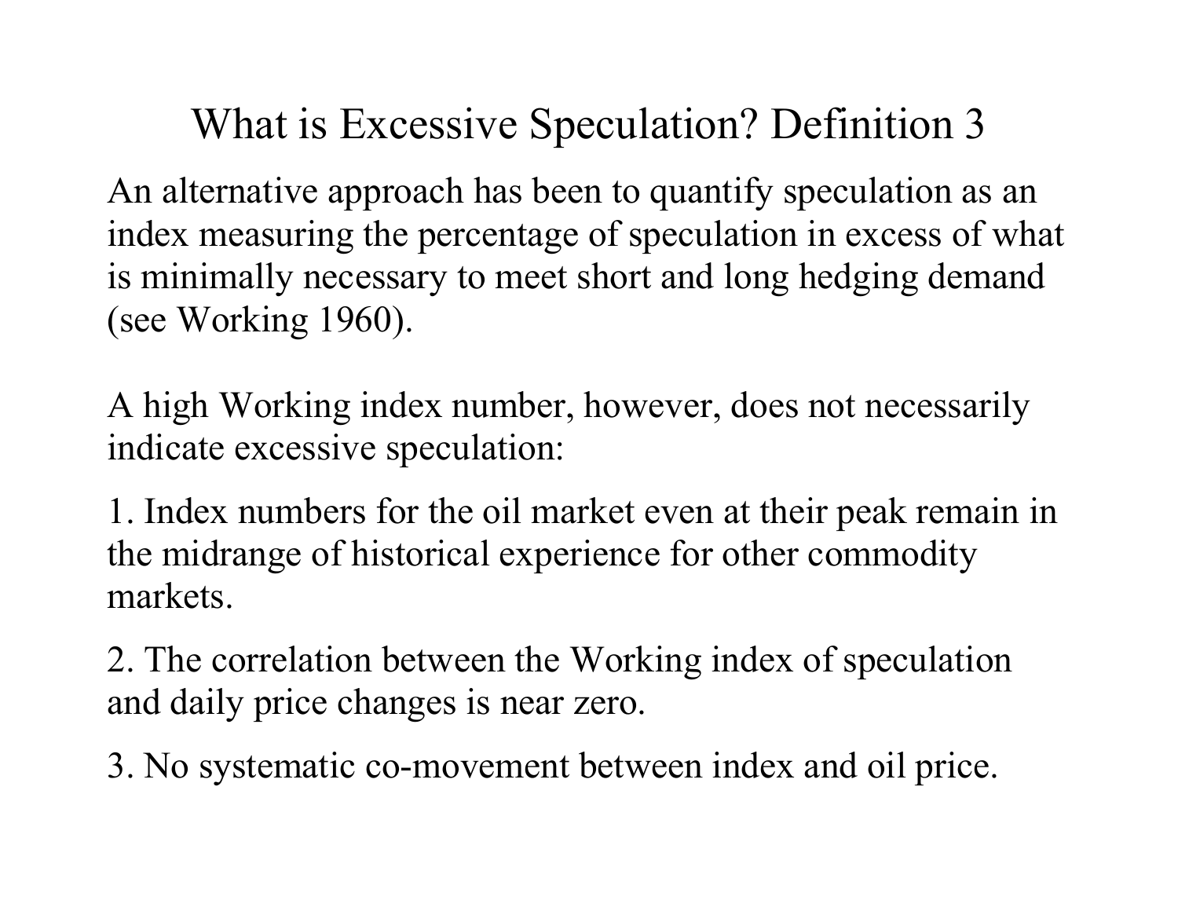# What is Excessive Speculation? Definition 3

An alternative approach has been to quantify speculation as an index measuring the percentage of speculation in excess of what is minimally necessary to meet short and long hedging demand (see Working 1960).

A high Working index number, however, does not necessarily indicate excessive speculation:

1. Index numbers for the oil market even at their peak remain in the midrange of historical experience for other commodity markets.

2. The correlation between the Working index of speculation and daily price changes is near zero.

3. No systematic co-movement between index and oil price.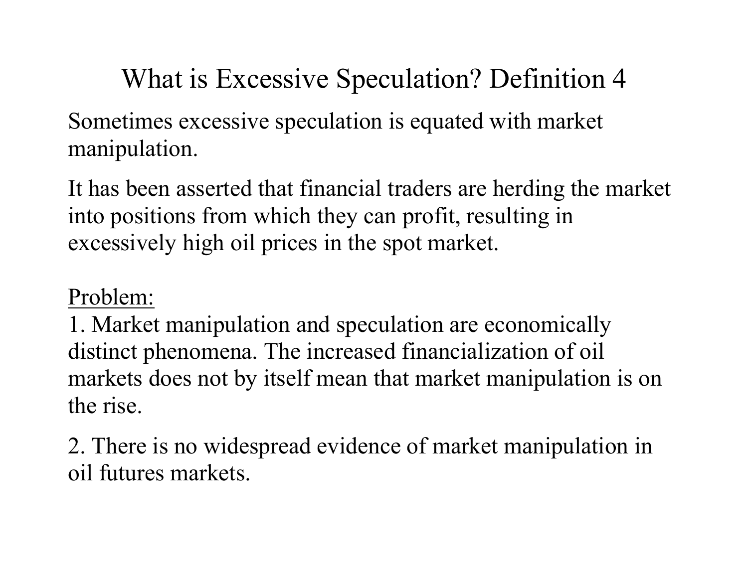# What is Excessive Speculation? Definition 4

Sometimes excessive speculation is equated with market manipulation.

It has been asserted that financial traders are herding the market into positions from which they can profit, resulting in excessively high oil prices in the spot market.

<u>Problem:</u>

1. Market manipulation and speculation are economically distinct phenomena. The increased financialization of oil markets does not by itself mean that market manipulation is on the rise.

2. There is no widespread evidence of market manipulation in oil futures markets.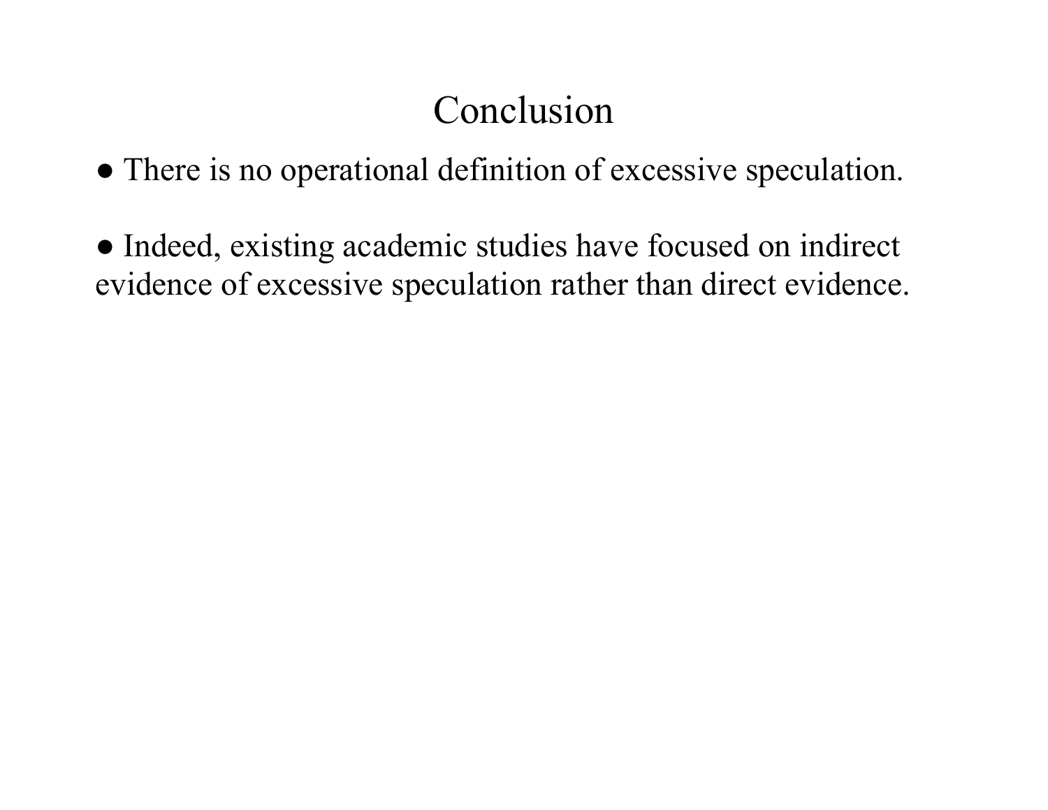# Conclusion

- There is no operational definition of excessive speculation.

- Indeed, existing academic studies have focused on indirect evidence of excessive speculation rather than direct evidence.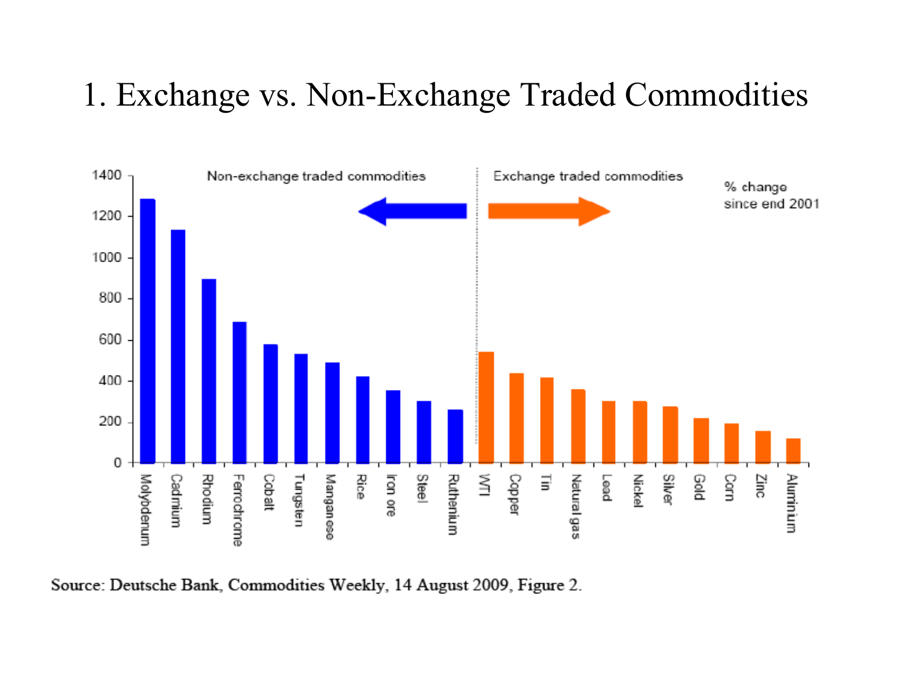# 1. Exchange vs. Non-Exchange Traded Commodities

Source: Deutsche Bank, Commodities Weekly, 14 August 2009, Figure 2.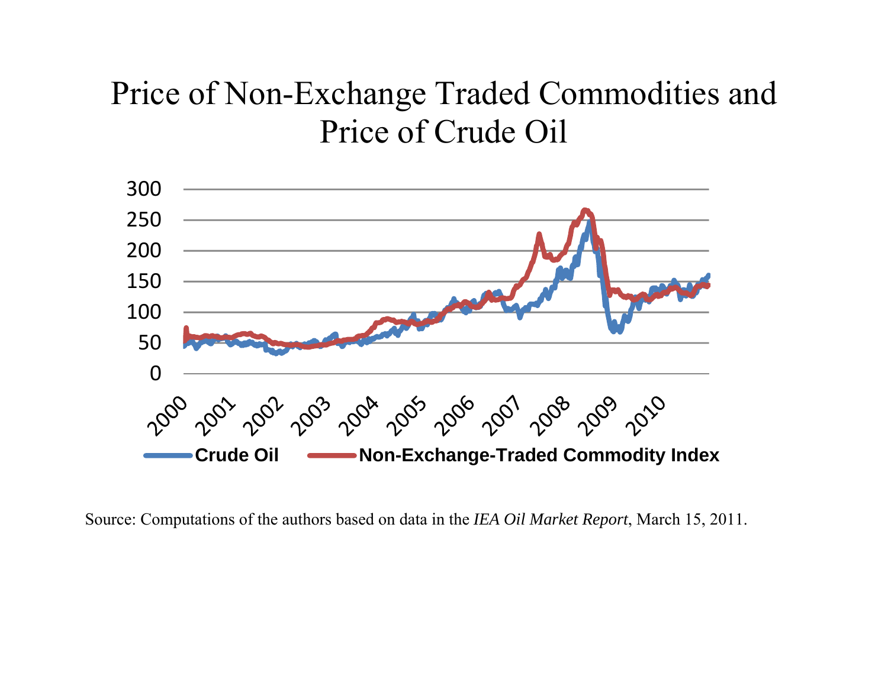# Price of Non-Exchange Traded Commodities and Price of Crude Oil

Source: Computations of the authors based on data in the *IEA Oil Market Report*, March 15, 2011.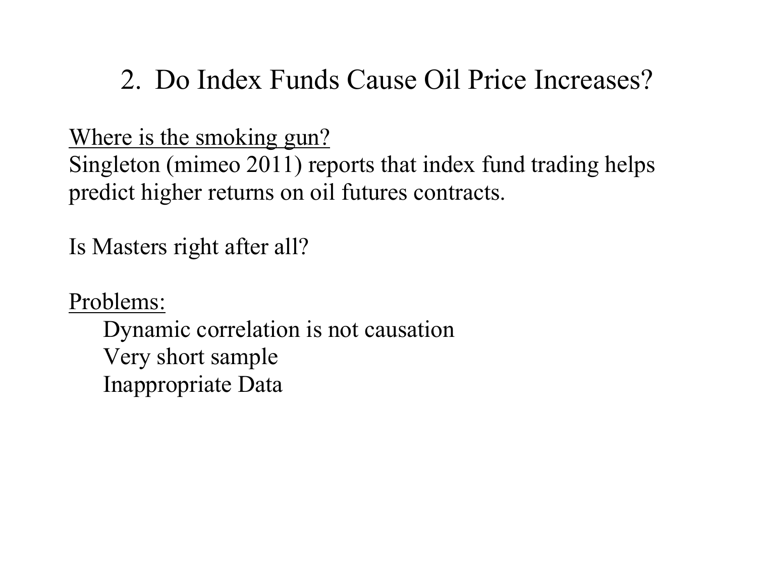## 2. Do Index Funds Cause Oil Price Increases?

<u>Where is the smoking gun?</u>
Singleton (mimeo 2011) reports that index fund trading helps predict higher returns on oil futures contracts.

Is Masters right after all?

<u>Problems:</u>

- Dynamic correlation is not causation
- Very short sample
- Inappropriate Data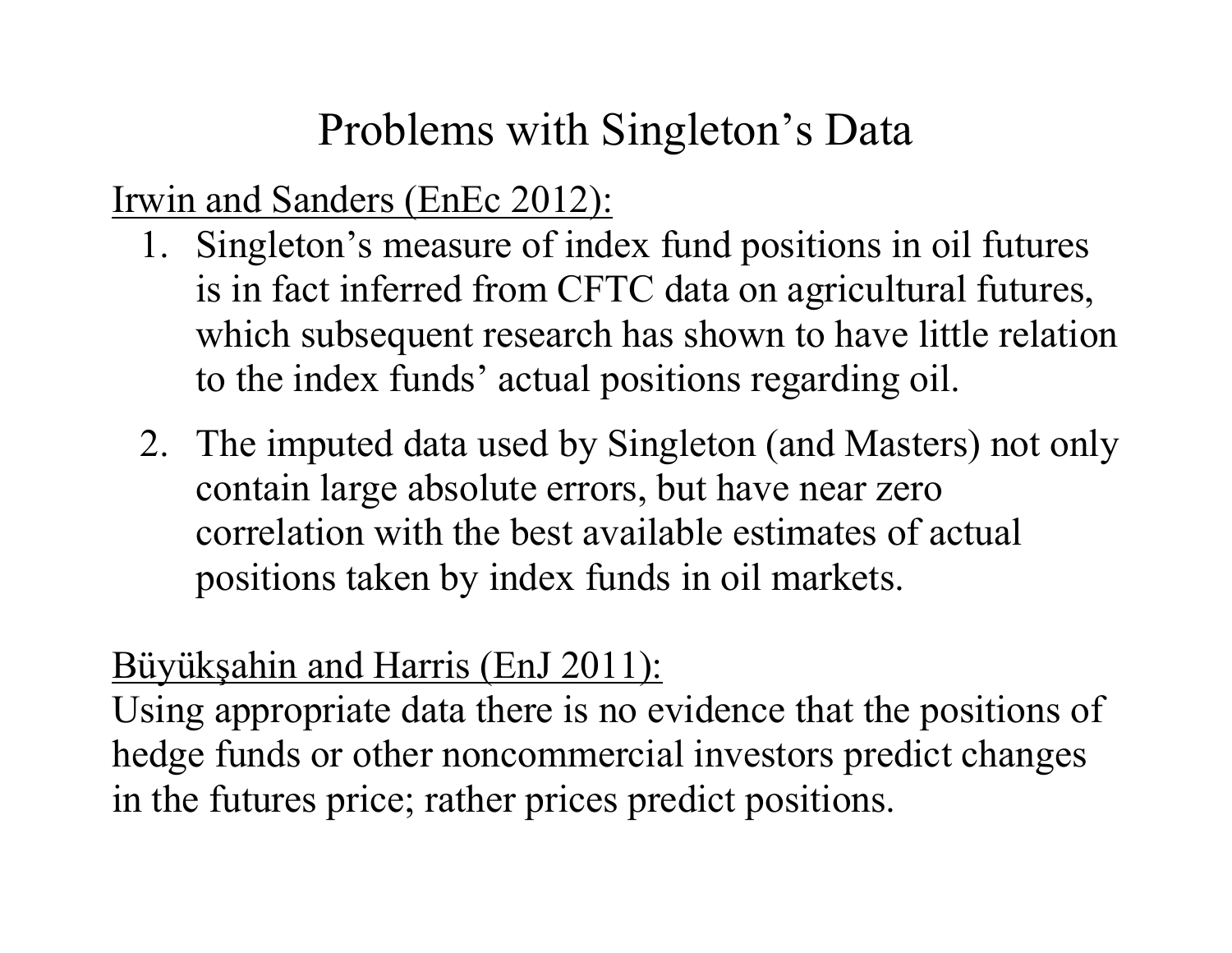# Problems with Singleton's Data

Irwin and Sanders (EnEc 2012):

1. Singleton's measure of index fund positions in oil futures is in fact inferred from CFTC data on agricultural futures, which subsequent research has shown to have little relation to the index funds' actual positions regarding oil.
2. The imputed data used by Singleton (and Masters) not only contain large absolute errors, but have near zero correlation with the best available estimates of actual positions taken by index funds in oil markets.

Büyükşahin and Harris (EnJ 2011):

Using appropriate data there is no evidence that the positions of hedge funds or other noncommercial investors predict changes in the futures price; rather prices predict positions.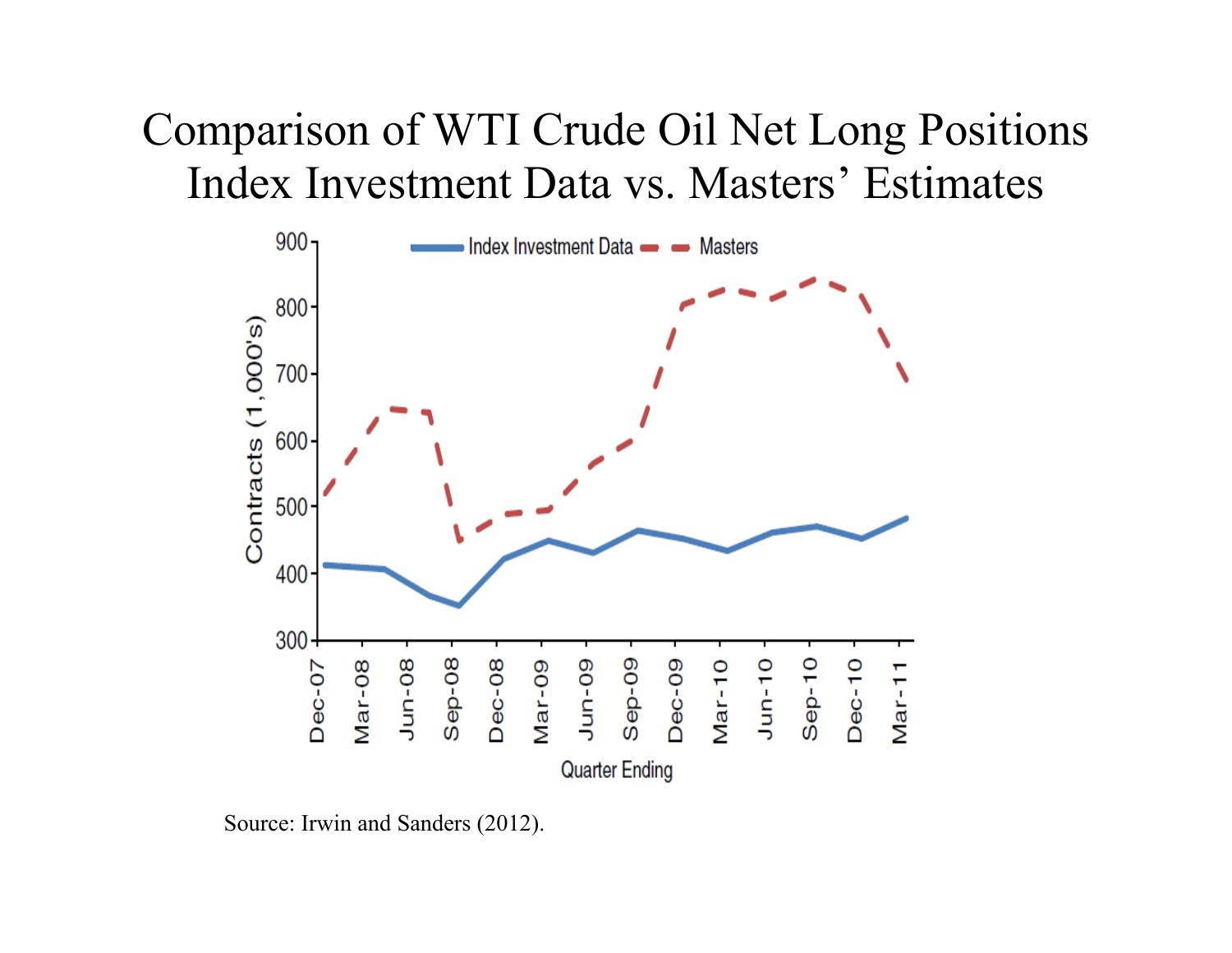# Comparison of WTI Crude Oil Net Long Positions Index Investment Data vs. Masters' Estimates

Source: Irwin and Sanders (2012).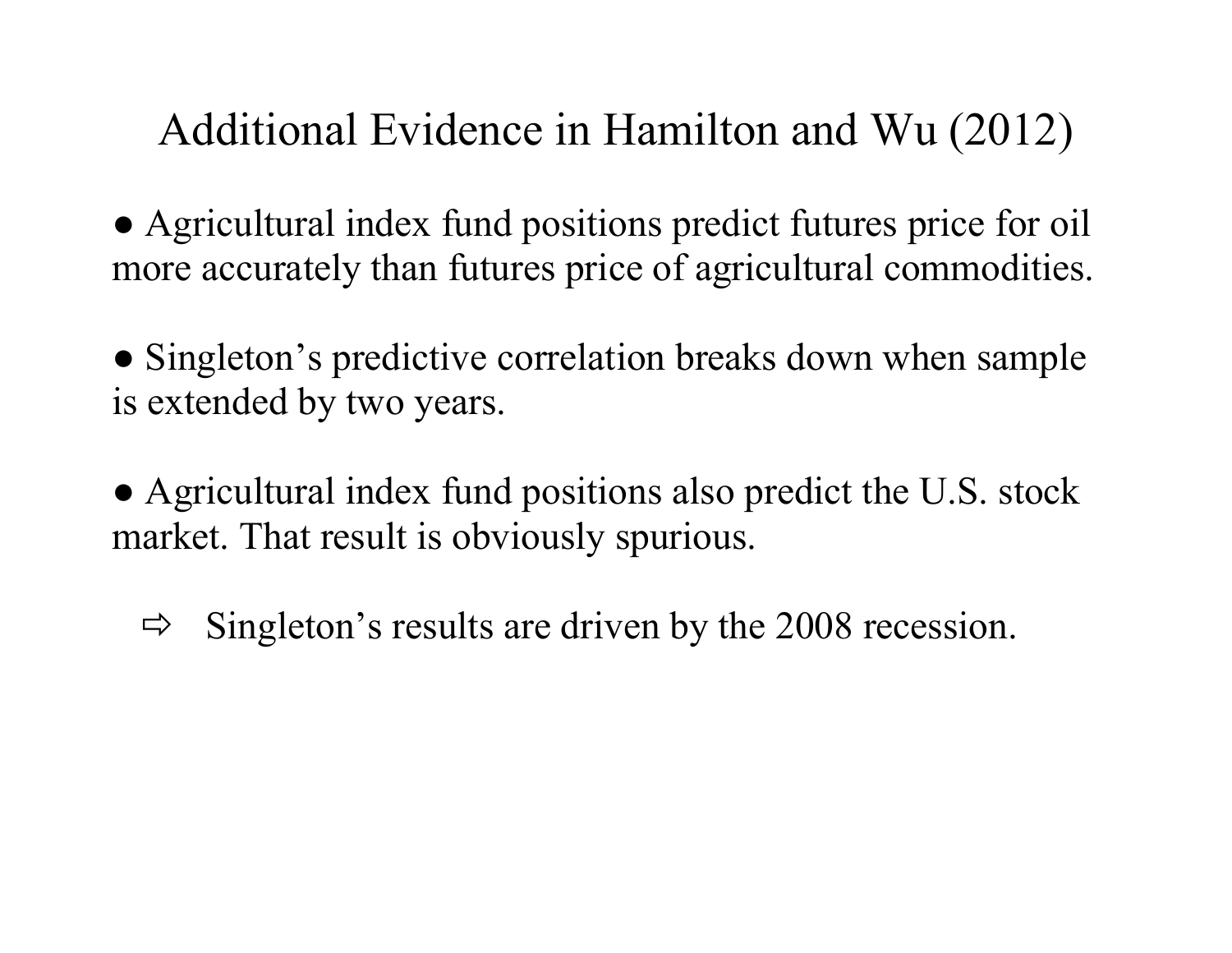# Additional Evidence in Hamilton and Wu (2012)

● Agricultural index fund positions predict futures price for oil more accurately than futures price of agricultural commodities.

● Singleton's predictive correlation breaks down when sample is extended by two years.

● Agricultural index fund positions also predict the U.S. stock market. That result is obviously spurious.

⇨ Singleton's results are driven by the 2008 recession.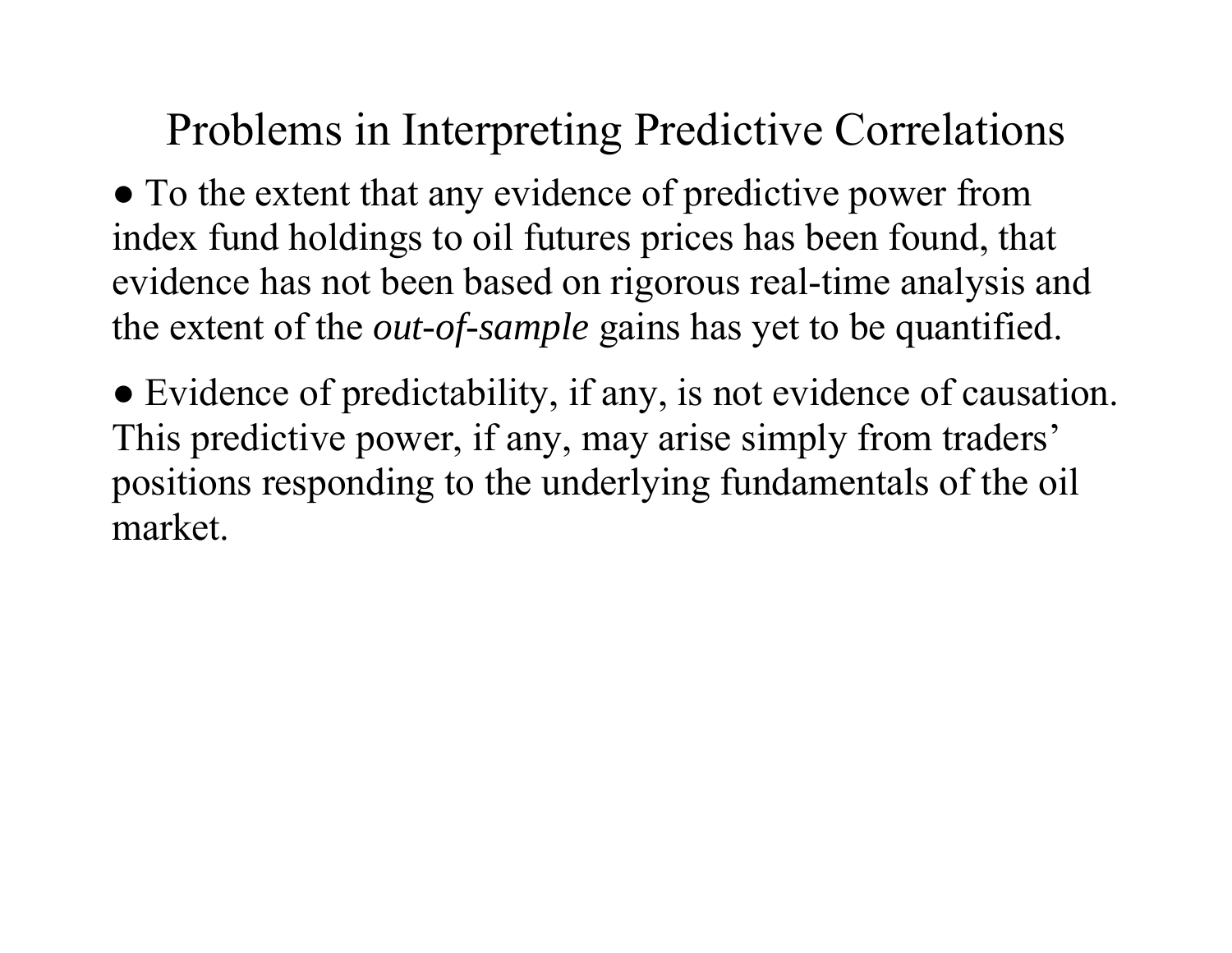# Problems in Interpreting Predictive Correlations

- To the extent that any evidence of predictive power from index fund holdings to oil futures prices has been found, that evidence has not been based on rigorous real-time analysis and the extent of the *out-of-sample* gains has yet to be quantified.

- Evidence of predictability, if any, is not evidence of causation. This predictive power, if any, may arise simply from traders' positions responding to the underlying fundamentals of the oil market.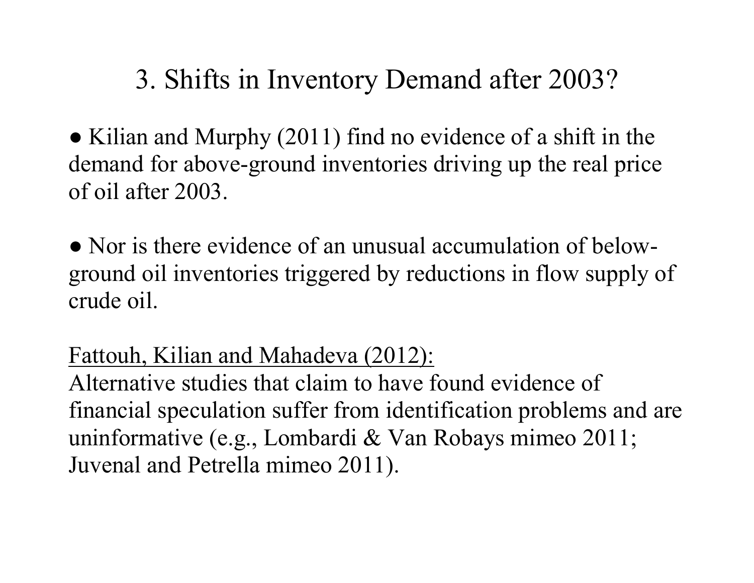# 3. Shifts in Inventory Demand after 2003?

● Kilian and Murphy (2011) find no evidence of a shift in the demand for above-ground inventories driving up the real price of oil after 2003.

● Nor is there evidence of an unusual accumulation of below-ground oil inventories triggered by reductions in flow supply of crude oil.

<u>Fattouh, Kilian and Mahadeva (2012):</u>
Alternative studies that claim to have found evidence of financial speculation suffer from identification problems and are uninformative (e.g., Lombardi & Van Robays mimeo 2011; Juvenal and Petrella mimeo 2011).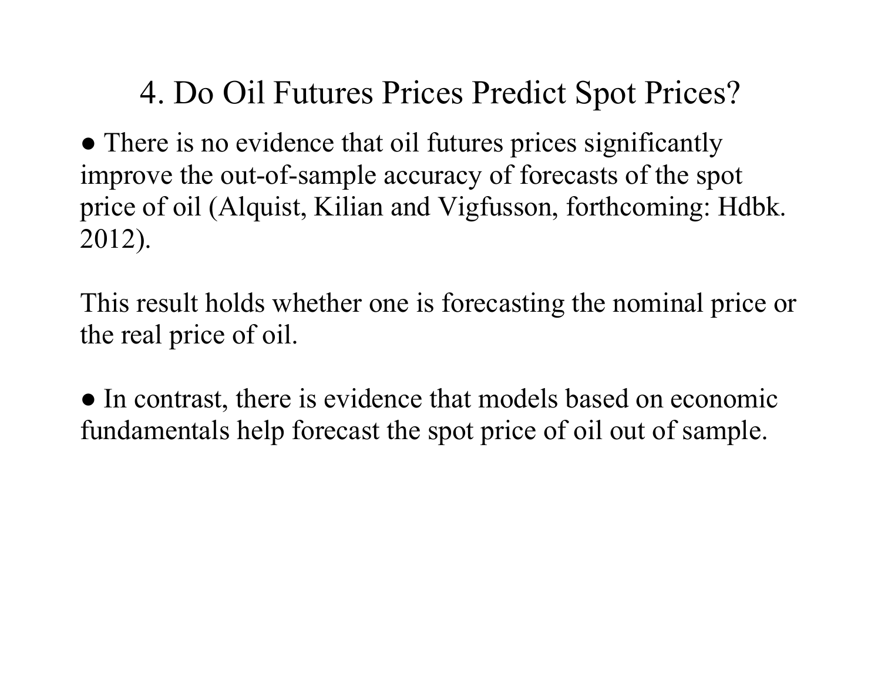# 4. Do Oil Futures Prices Predict Spot Prices?

● There is no evidence that oil futures prices significantly improve the out-of-sample accuracy of forecasts of the spot price of oil (Alquist, Kilian and Vigfusson, forthcoming: Hdbk. 2012).

This result holds whether one is forecasting the nominal price or the real price of oil.

● In contrast, there is evidence that models based on economic fundamentals help forecast the spot price of oil out of sample.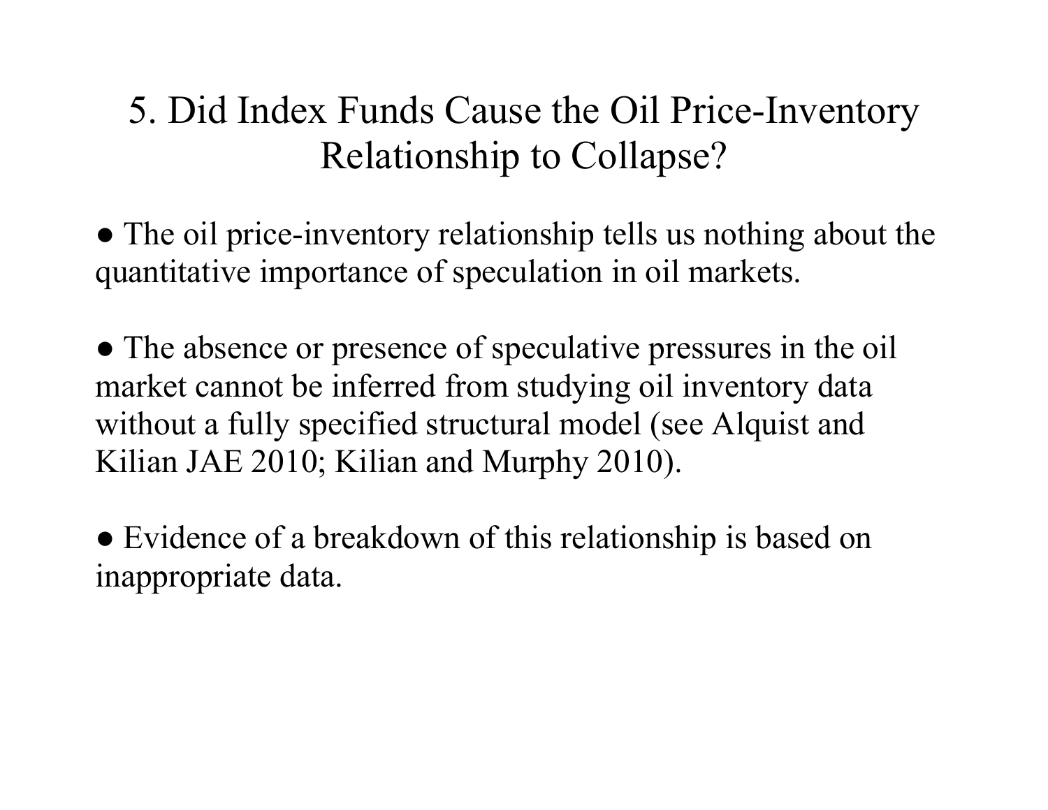# 5. Did Index Funds Cause the Oil Price-Inventory Relationship to Collapse?

- The oil price-inventory relationship tells us nothing about the quantitative importance of speculation in oil markets.

- The absence or presence of speculative pressures in the oil market cannot be inferred from studying oil inventory data without a fully specified structural model (see Alquist and Kilian JAE 2010; Kilian and Murphy 2010).

- Evidence of a breakdown of this relationship is based on inappropriate data.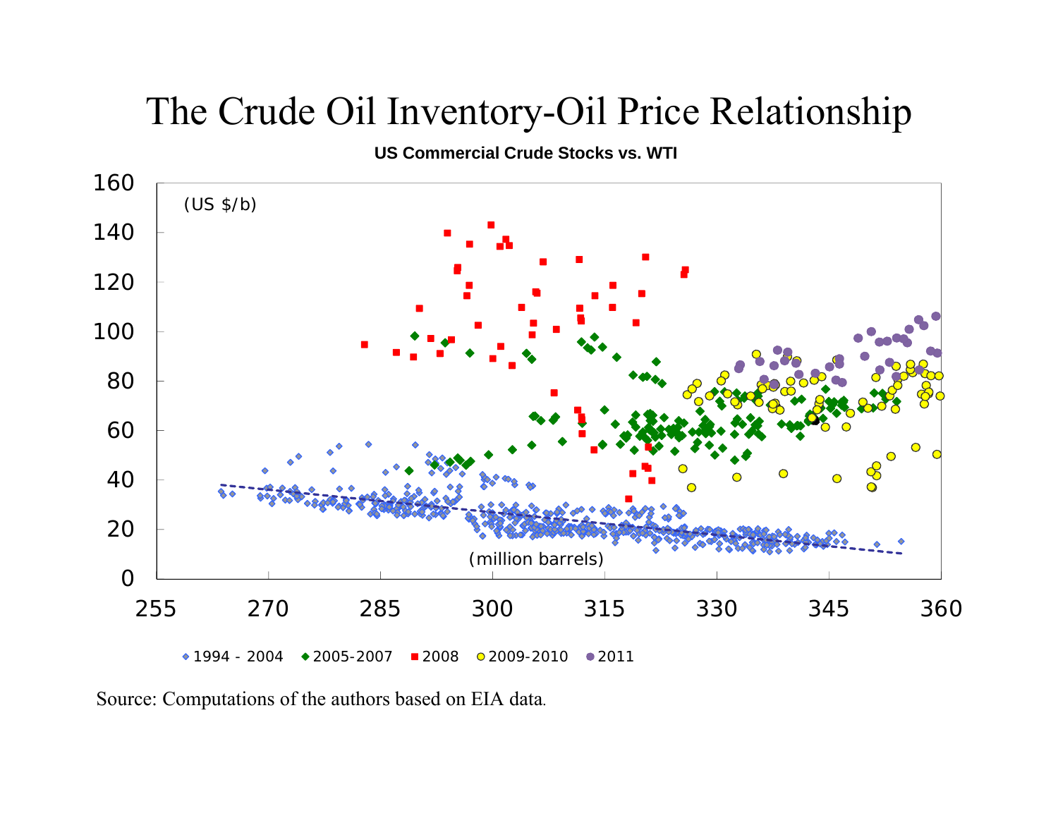# The Crude Oil Inventory-Oil Price Relationship

**US Commercial Crude Stocks vs. WTI**

(US $/b)

(million barrels)

◆ 1994 - 2004 ◆ 2005-2007 ■ 2008 ● 2009-2010 ● 2011

Source: Computations of the authors based on EIA data.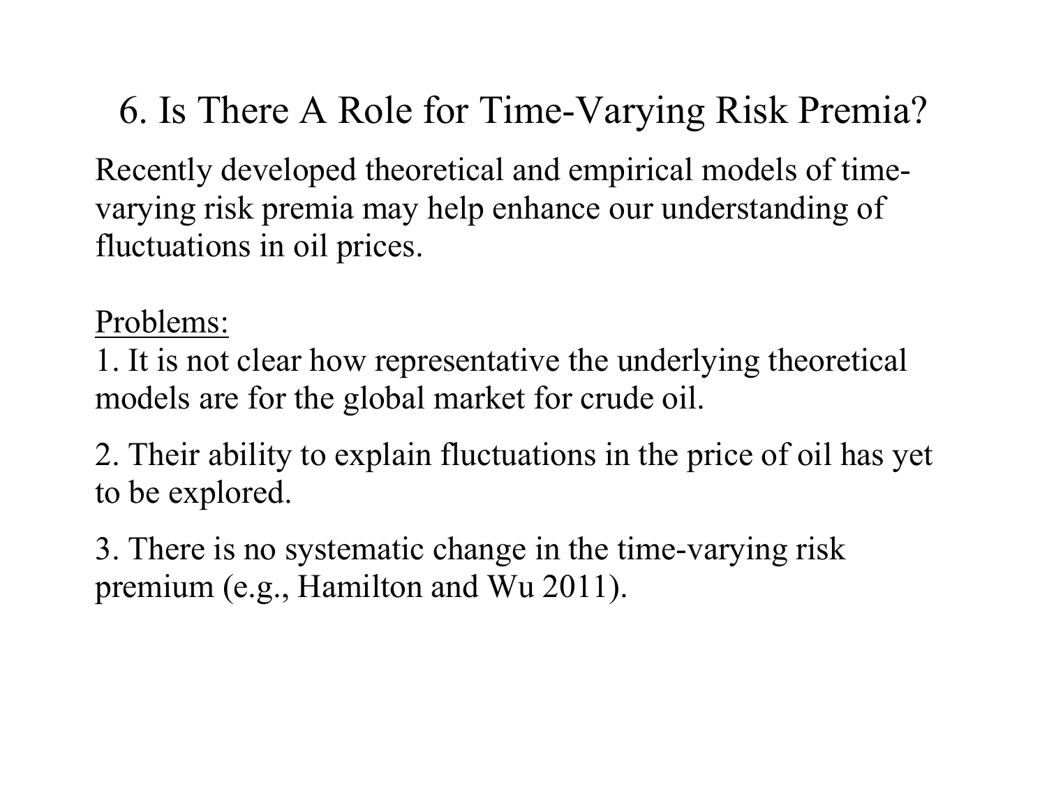# 6. Is There A Role for Time-Varying Risk Premia?

Recently developed theoretical and empirical models of time-varying risk premia may help enhance our understanding of fluctuations in oil prices.

<u>Problems:</u>

1. It is not clear how representative the underlying theoretical models are for the global market for crude oil.

2. Their ability to explain fluctuations in the price of oil has yet to be explored.

3. There is no systematic change in the time-varying risk premium (e.g., Hamilton and Wu 2011).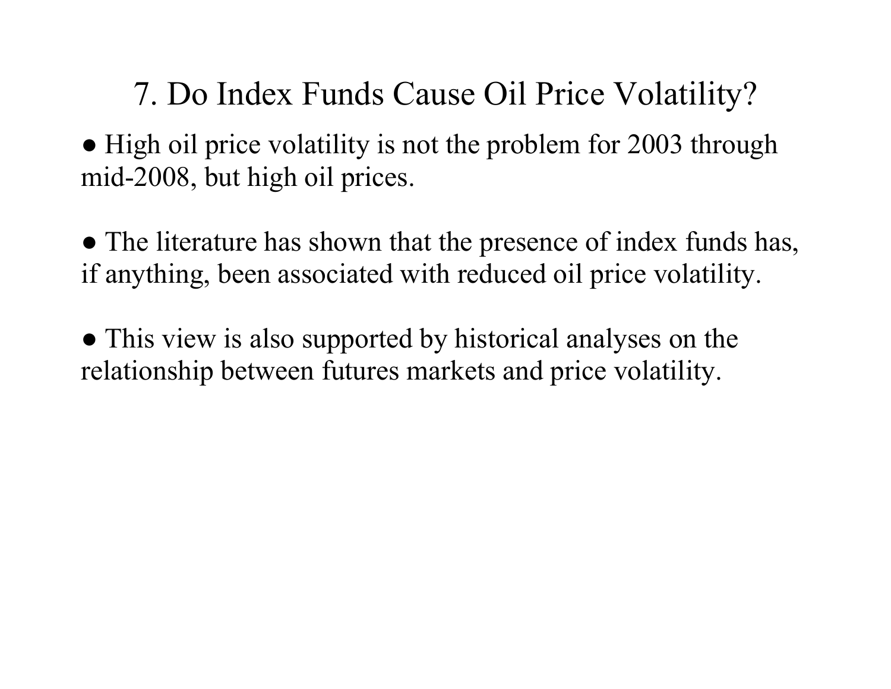# 7. Do Index Funds Cause Oil Price Volatility?

- High oil price volatility is not the problem for 2003 through mid-2008, but high oil prices.

- The literature has shown that the presence of index funds has, if anything, been associated with reduced oil price volatility.

- This view is also supported by historical analyses on the relationship between futures markets and price volatility.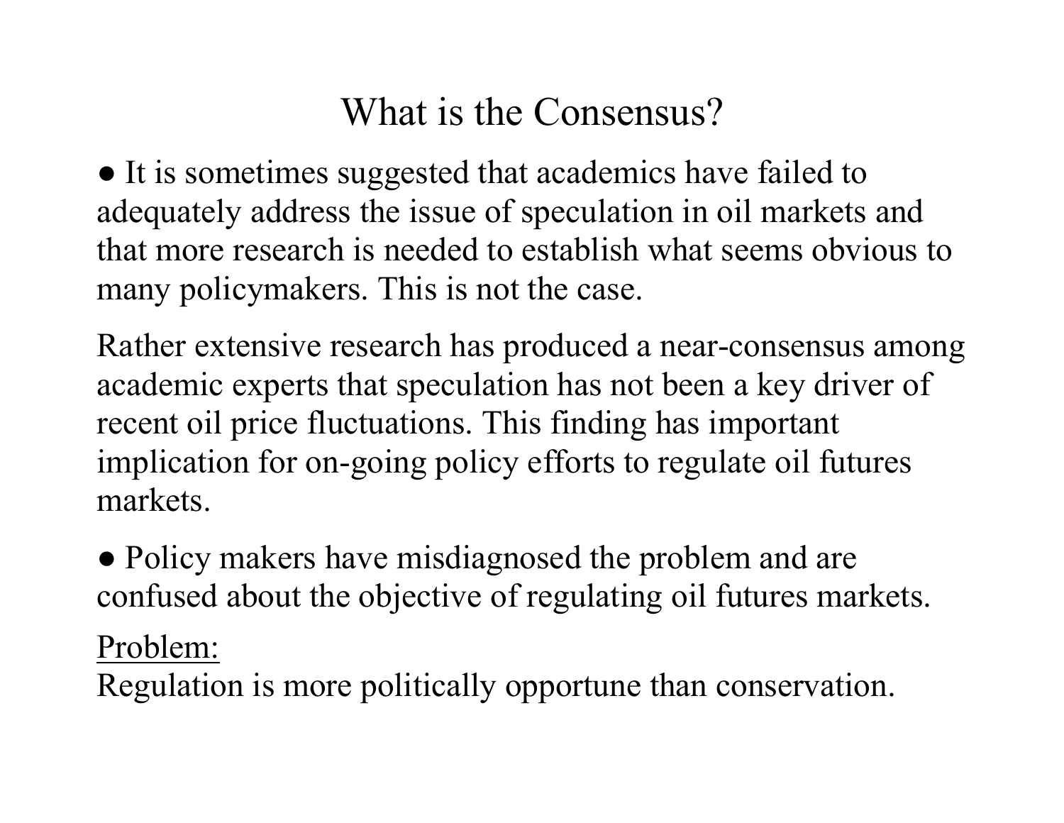# What is the Consensus?

- It is sometimes suggested that academics have failed to adequately address the issue of speculation in oil markets and that more research is needed to establish what seems obvious to many policymakers. This is not the case.

Rather extensive research has produced a near-consensus among academic experts that speculation has not been a key driver of recent oil price fluctuations. This finding has important implication for on-going policy efforts to regulate oil futures markets.

- Policy makers have misdiagnosed the problem and are confused about the objective of regulating oil futures markets.

<u>Problem:</u>
Regulation is more politically opportune than conservation.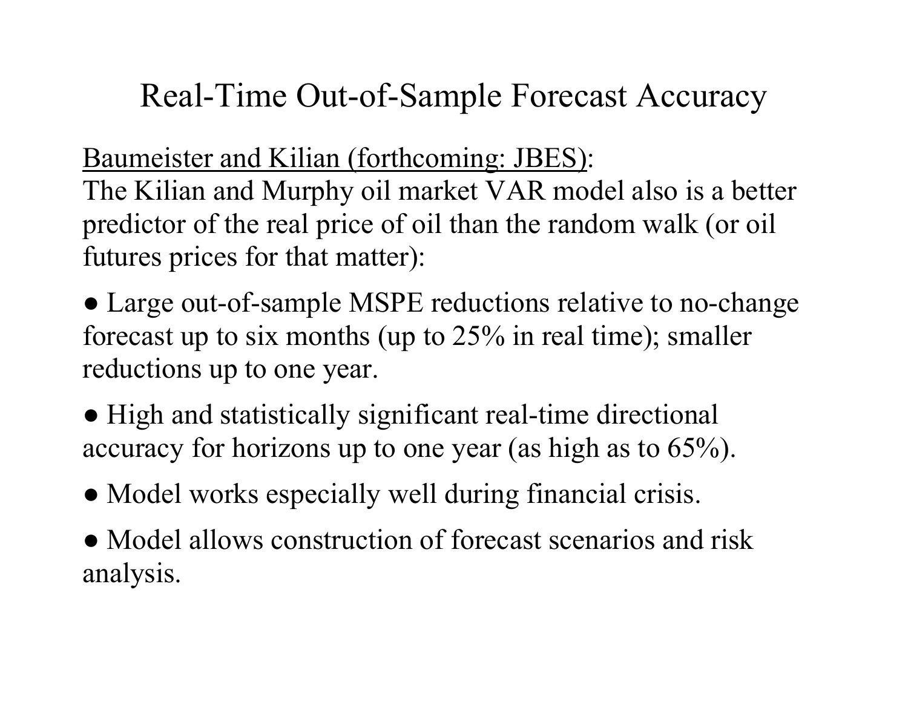# Real-Time Out-of-Sample Forecast Accuracy

<u>Baumeister and Kilian (forthcoming: JBES)</u>:
The Kilian and Murphy oil market VAR model also is a better predictor of the real price of oil than the random walk (or oil futures prices for that matter):

- Large out-of-sample MSPE reductions relative to no-change forecast up to six months (up to 25% in real time); smaller reductions up to one year.
- High and statistically significant real-time directional accuracy for horizons up to one year (as high as to 65%).
- Model works especially well during financial crisis.
- Model allows construction of forecast scenarios and risk analysis.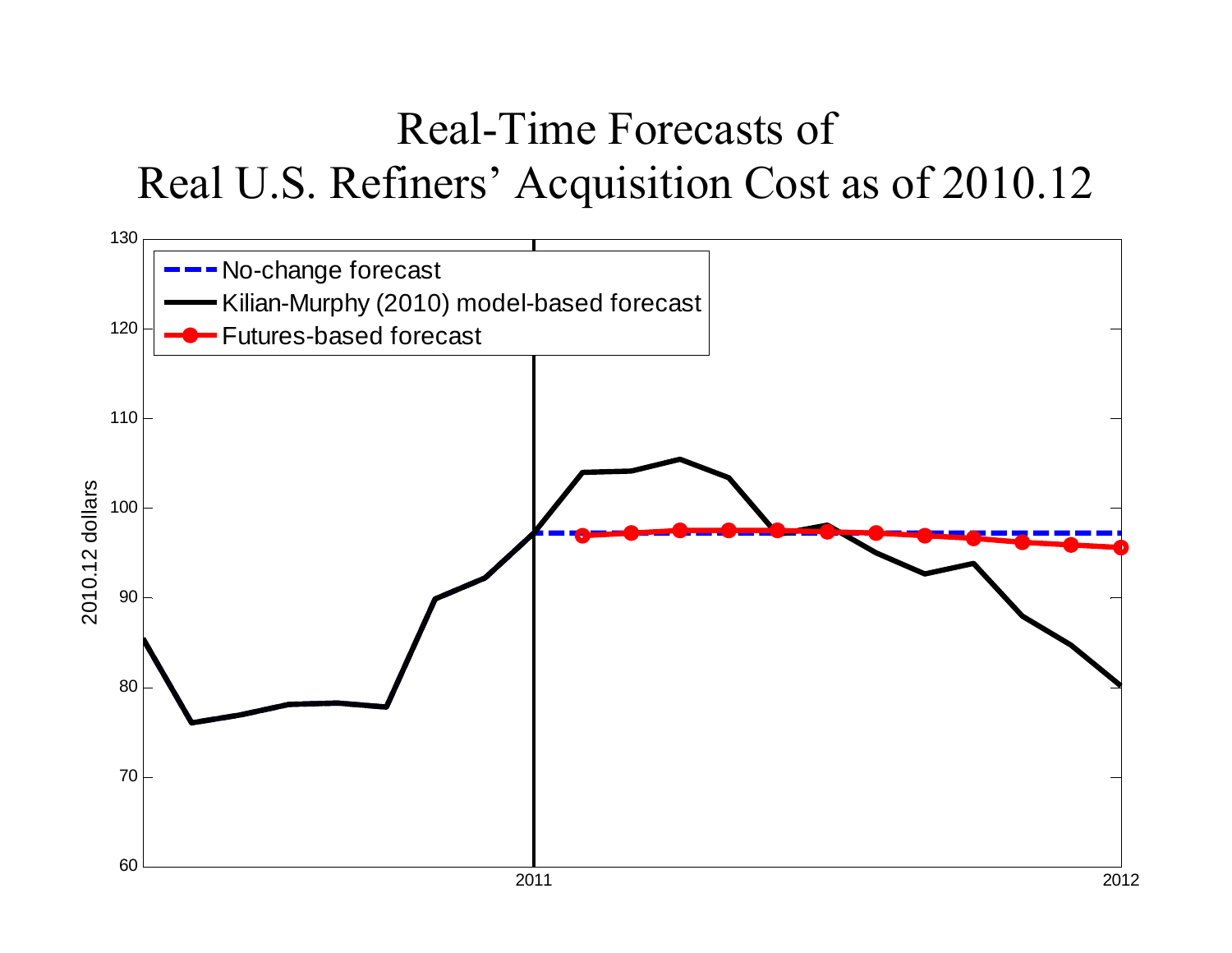# Real-Time Forecasts of
# Real U.S. Refiners' Acquisition Cost as of 2010.12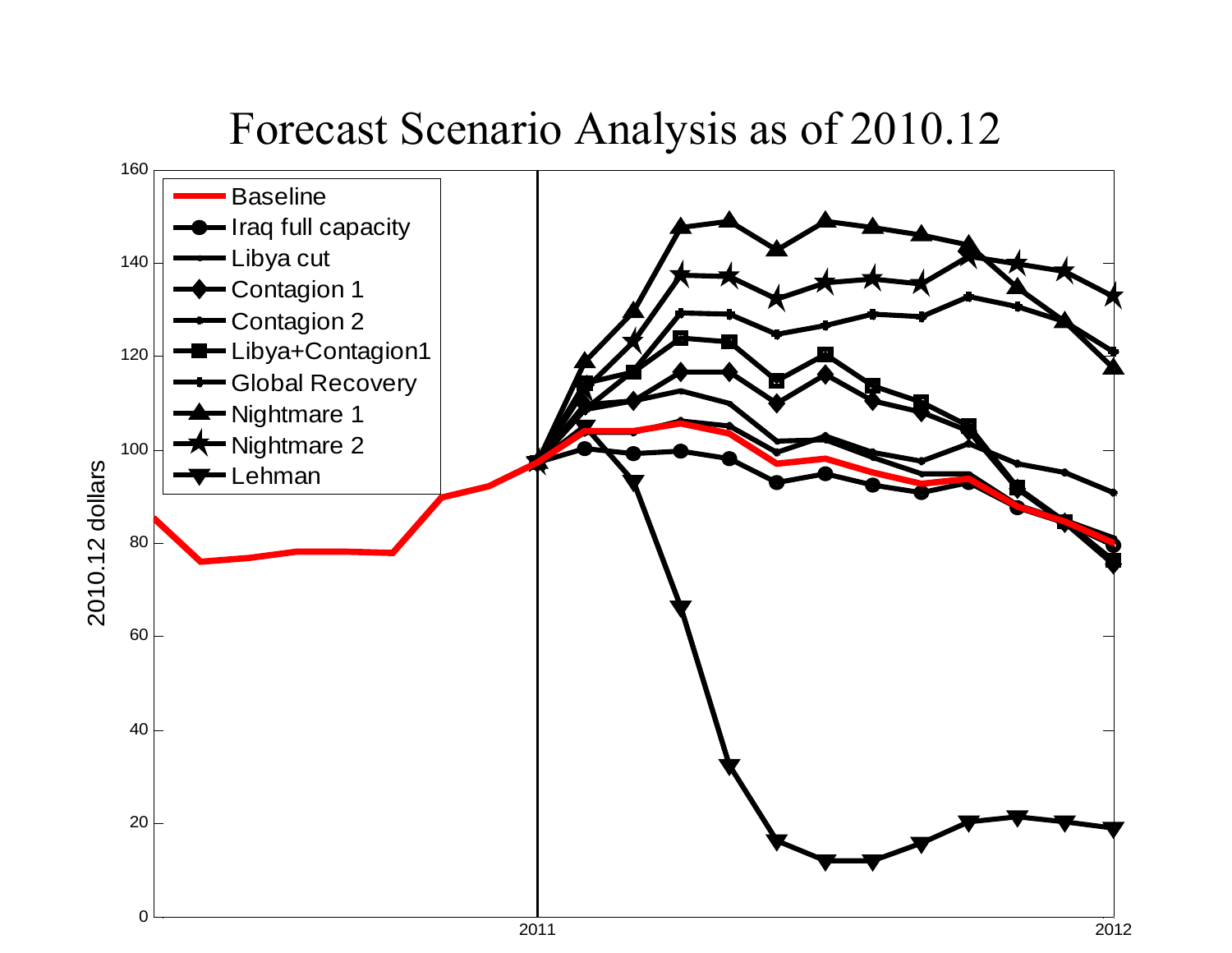# Forecast Scenario Analysis as of 2010.12

2010.12 dollars

- Baseline
- Iraq full capacity
- Libya cut
- Contagion 1
- Contagion 2
- Libya+Contagion1
- Global Recovery
- Nightmare 1
- Nightmare 2
- Lehman

0, 20, 40, 60, 80, 100, 120, 140, 160

2011, 2012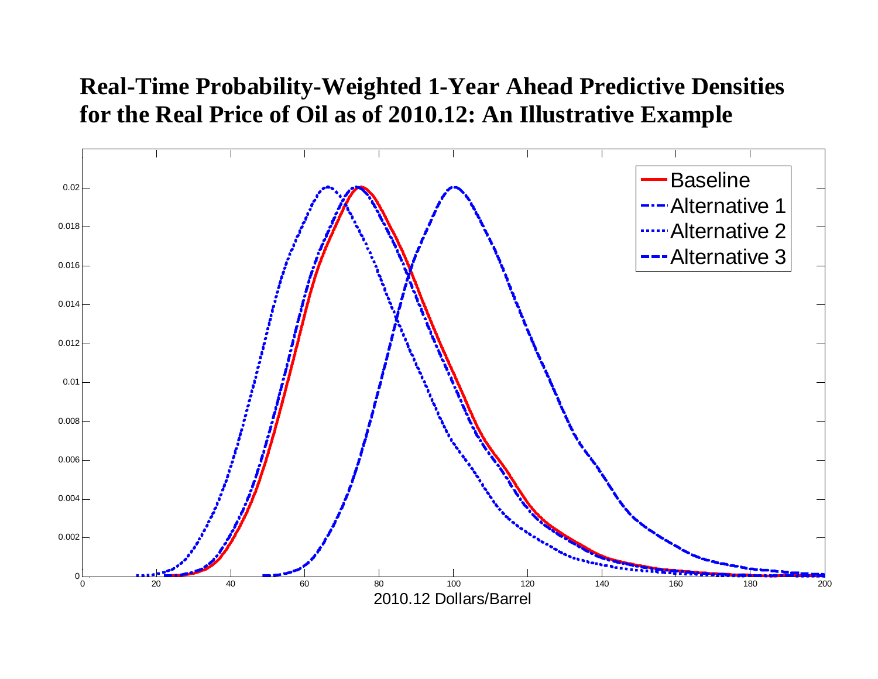**Real-Time Probability-Weighted 1-Year Ahead Predictive Densities for the Real Price of Oil as of 2010.12: An Illustrative Example**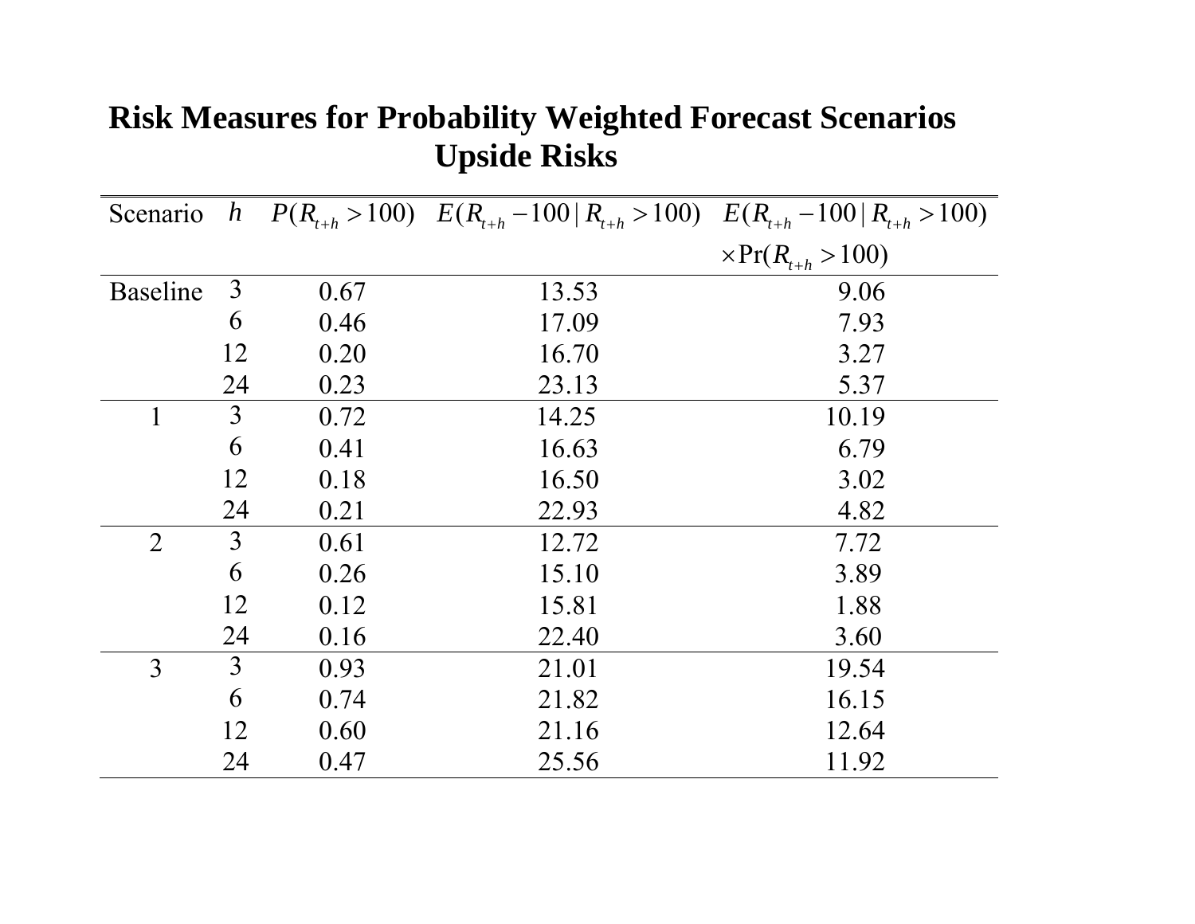# Risk Measures for Probability Weighted Forecast Scenarios
## Upside Risks

| Scenario | $h$ | $P(R_{t+h} > 100)$ | $E(R_{t+h} - 100 \mid R_{t+h} > 100)$ | $E(R_{t+h} - 100 \mid R_{t+h} > 100)$ $\times \Pr(R_{t+h} > 100)$ |
|---|---|---|---|---|
| Baseline | 3 | 0.67 | 13.53 | 9.06 |
| | 6 | 0.46 | 17.09 | 7.93 |
| | 12 | 0.20 | 16.70 | 3.27 |
| | 24 | 0.23 | 23.13 | 5.37 |
| 1 | 3 | 0.72 | 14.25 | 10.19 |
| | 6 | 0.41 | 16.63 | 6.79 |
| | 12 | 0.18 | 16.50 | 3.02 |
| | 24 | 0.21 | 22.93 | 4.82 |
| 2 | 3 | 0.61 | 12.72 | 7.72 |
| | 6 | 0.26 | 15.10 | 3.89 |
| | 12 | 0.12 | 15.81 | 1.88 |
| | 24 | 0.16 | 22.40 | 3.60 |
| 3 | 3 | 0.93 | 21.01 | 19.54 |
| | 6 | 0.74 | 21.82 | 16.15 |
| | 12 | 0.60 | 21.16 | 12.64 |
| | 24 | 0.47 | 25.56 | 11.92 |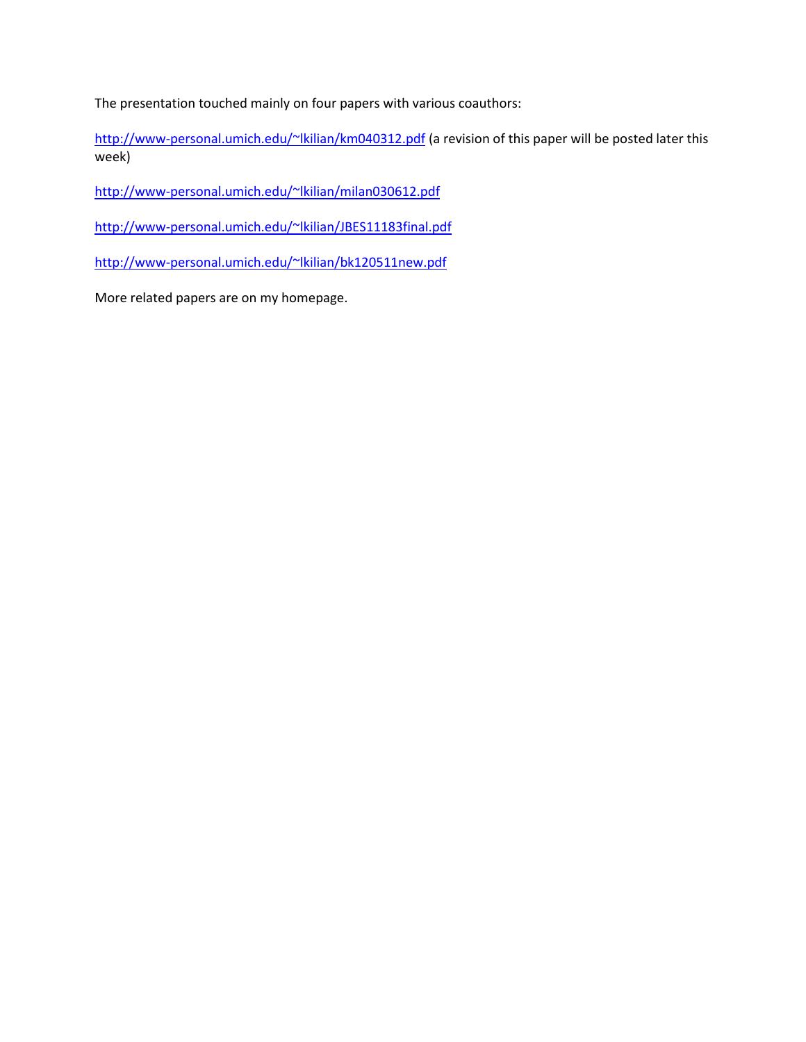The presentation touched mainly on four papers with various coauthors:

http://www-personal.umich.edu/~lkilian/km040312.pdf (a revision of this paper will be posted later this week)

http://www-personal.umich.edu/~lkilian/milan030612.pdf

http://www-personal.umich.edu/~lkilian/JBES11183final.pdf

http://www-personal.umich.edu/~lkilian/bk120511new.pdf

More related papers are on my homepage.